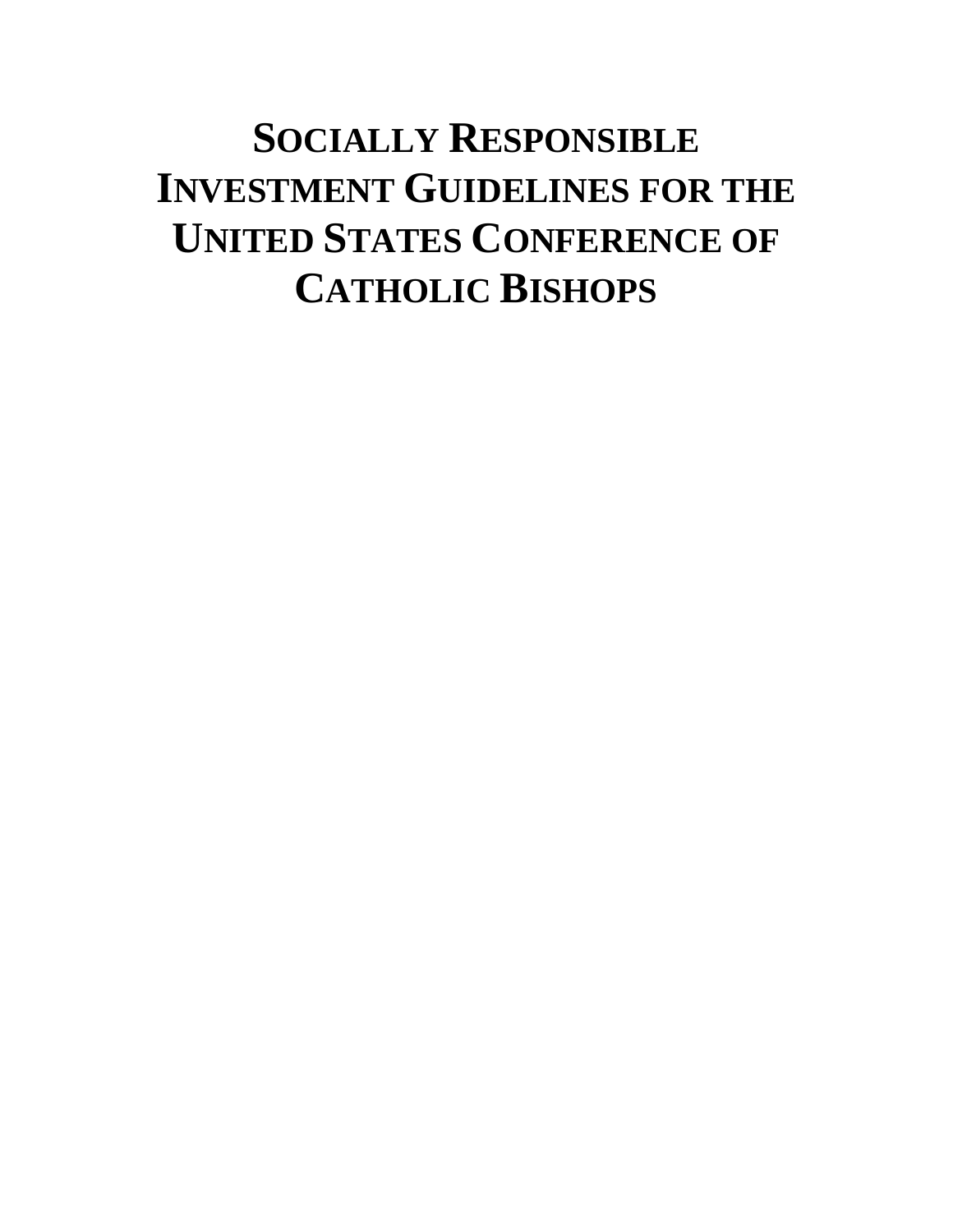# SOCIALLY RESPONSIBLE INVESTMENT GUIDELINES FOR THE UNITED STATES CONFERENCE OF CATHOLIC BISHOPS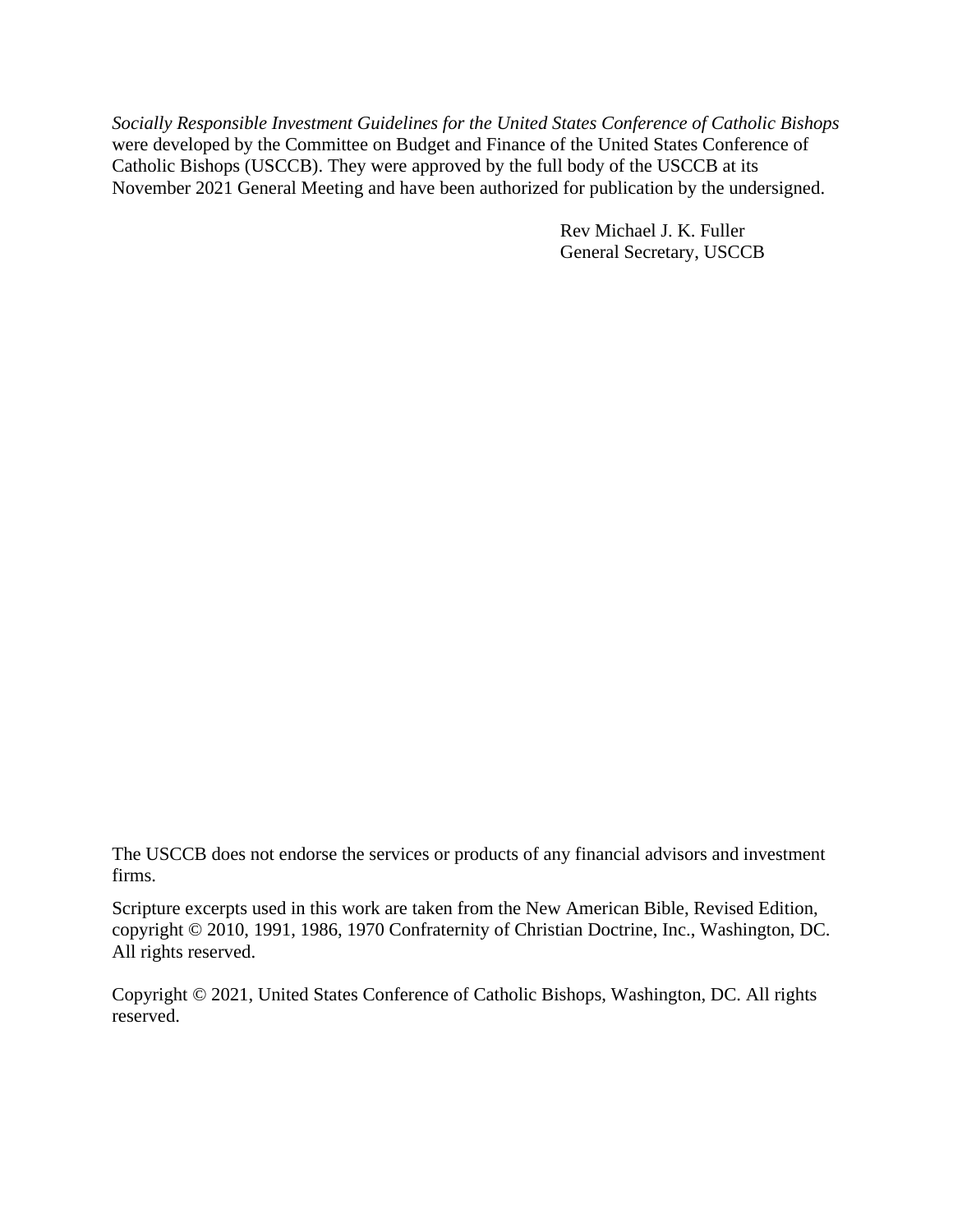*Socially Responsible Investment Guidelines for the United States Conference of Catholic Bishops* were developed by the Committee on Budget and Finance of the United States Conference of Catholic Bishops (USCCB). They were approved by the full body of the USCCB at its November 2021 General Meeting and have been authorized for publication by the undersigned.

Rev Michael J. K. Fuller
General Secretary, USCCB

The USCCB does not endorse the services or products of any financial advisors and investment firms.

Scripture excerpts used in this work are taken from the New American Bible, Revised Edition, copyright © 2010, 1991, 1986, 1970 Confraternity of Christian Doctrine, Inc., Washington, DC. All rights reserved.

Copyright © 2021, United States Conference of Catholic Bishops, Washington, DC. All rights reserved.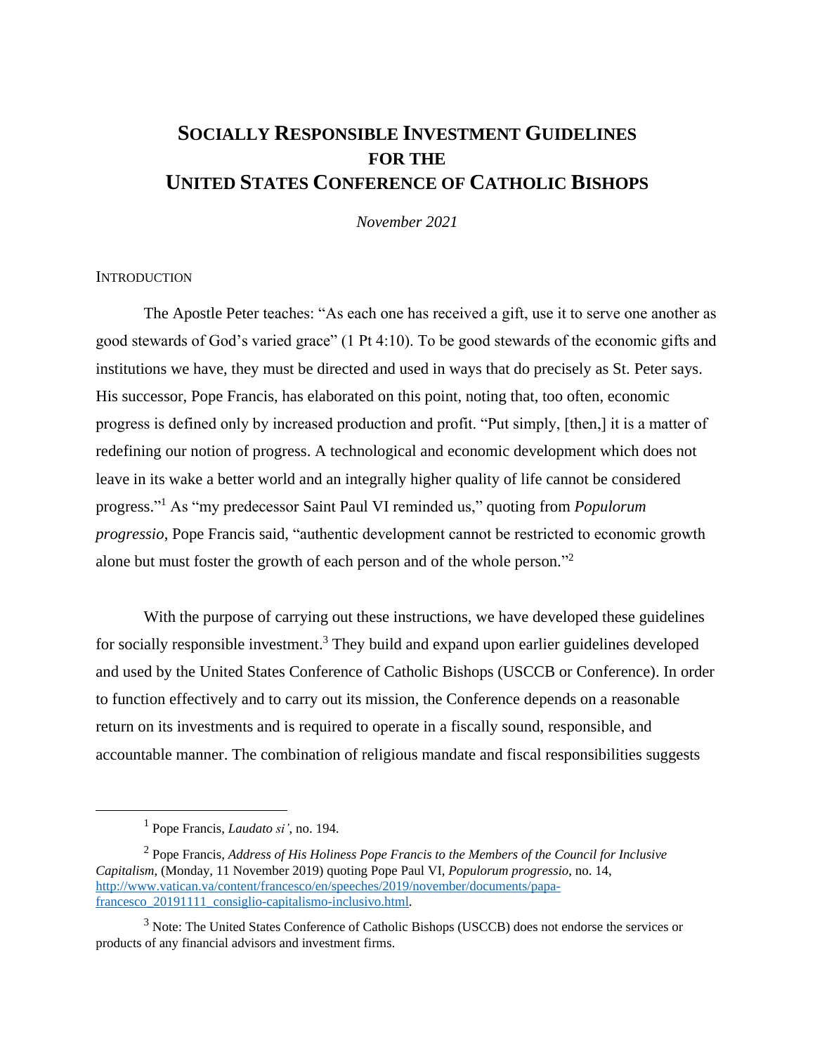# SOCIALLY RESPONSIBLE INVESTMENT GUIDELINES FOR THE UNITED STATES CONFERENCE OF CATHOLIC BISHOPS

*November 2021*

## INTRODUCTION

The Apostle Peter teaches: "As each one has received a gift, use it to serve one another as good stewards of God's varied grace" (1 Pt 4:10). To be good stewards of the economic gifts and institutions we have, they must be directed and used in ways that do precisely as St. Peter says. His successor, Pope Francis, has elaborated on this point, noting that, too often, economic progress is defined only by increased production and profit. "Put simply, [then,] it is a matter of redefining our notion of progress. A technological and economic development which does not leave in its wake a better world and an integrally higher quality of life cannot be considered progress."[1] As "my predecessor Saint Paul VI reminded us," quoting from *Populorum progressio*, Pope Francis said, "authentic development cannot be restricted to economic growth alone but must foster the growth of each person and of the whole person."[2]

With the purpose of carrying out these instructions, we have developed these guidelines for socially responsible investment.[3] They build and expand upon earlier guidelines developed and used by the United States Conference of Catholic Bishops (USCCB or Conference). In order to function effectively and to carry out its mission, the Conference depends on a reasonable return on its investments and is required to operate in a fiscally sound, responsible, and accountable manner. The combination of religious mandate and fiscal responsibilities suggests

---

[1] Pope Francis, *Laudato si'*, no. 194.

[2] Pope Francis, *Address of His Holiness Pope Francis to the Members of the Council for Inclusive Capitalism*, (Monday, 11 November 2019) quoting Pope Paul VI, *Populorum progressio*, no. 14, http://www.vatican.va/content/francesco/en/speeches/2019/november/documents/papa-francesco_20191111_consiglio-capitalismo-inclusivo.html.

[3] Note: The United States Conference of Catholic Bishops (USCCB) does not endorse the services or products of any financial advisors and investment firms.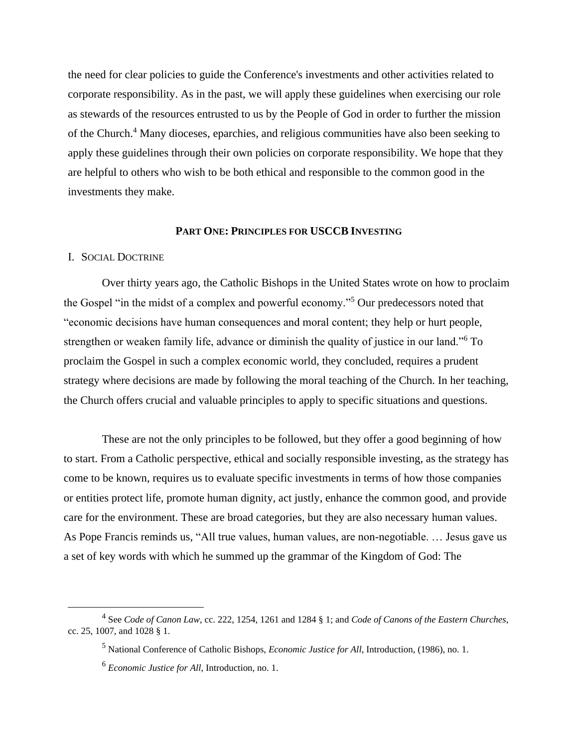the need for clear policies to guide the Conference's investments and other activities related to corporate responsibility. As in the past, we will apply these guidelines when exercising our role as stewards of the resources entrusted to us by the People of God in order to further the mission of the Church.[4] Many dioceses, eparchies, and religious communities have also been seeking to apply these guidelines through their own policies on corporate responsibility. We hope that they are helpful to others who wish to be both ethical and responsible to the common good in the investments they make.

## PART ONE: PRINCIPLES FOR USCCB INVESTING

### I. SOCIAL DOCTRINE

Over thirty years ago, the Catholic Bishops in the United States wrote on how to proclaim the Gospel "in the midst of a complex and powerful economy."[5] Our predecessors noted that "economic decisions have human consequences and moral content; they help or hurt people, strengthen or weaken family life, advance or diminish the quality of justice in our land."[6] To proclaim the Gospel in such a complex economic world, they concluded, requires a prudent strategy where decisions are made by following the moral teaching of the Church. In her teaching, the Church offers crucial and valuable principles to apply to specific situations and questions.

These are not the only principles to be followed, but they offer a good beginning of how to start. From a Catholic perspective, ethical and socially responsible investing, as the strategy has come to be known, requires us to evaluate specific investments in terms of how those companies or entities protect life, promote human dignity, act justly, enhance the common good, and provide care for the environment. These are broad categories, but they are also necessary human values. As Pope Francis reminds us, "All true values, human values, are non-negotiable. … Jesus gave us a set of key words with which he summed up the grammar of the Kingdom of God: The

---

[4] See *Code of Canon Law*, cc. 222, 1254, 1261 and 1284 § 1; and *Code of Canons of the Eastern Churches*, cc. 25, 1007, and 1028 § 1.

[5] National Conference of Catholic Bishops, *Economic Justice for All*, Introduction, (1986), no. 1.

[6] *Economic Justice for All*, Introduction, no. 1.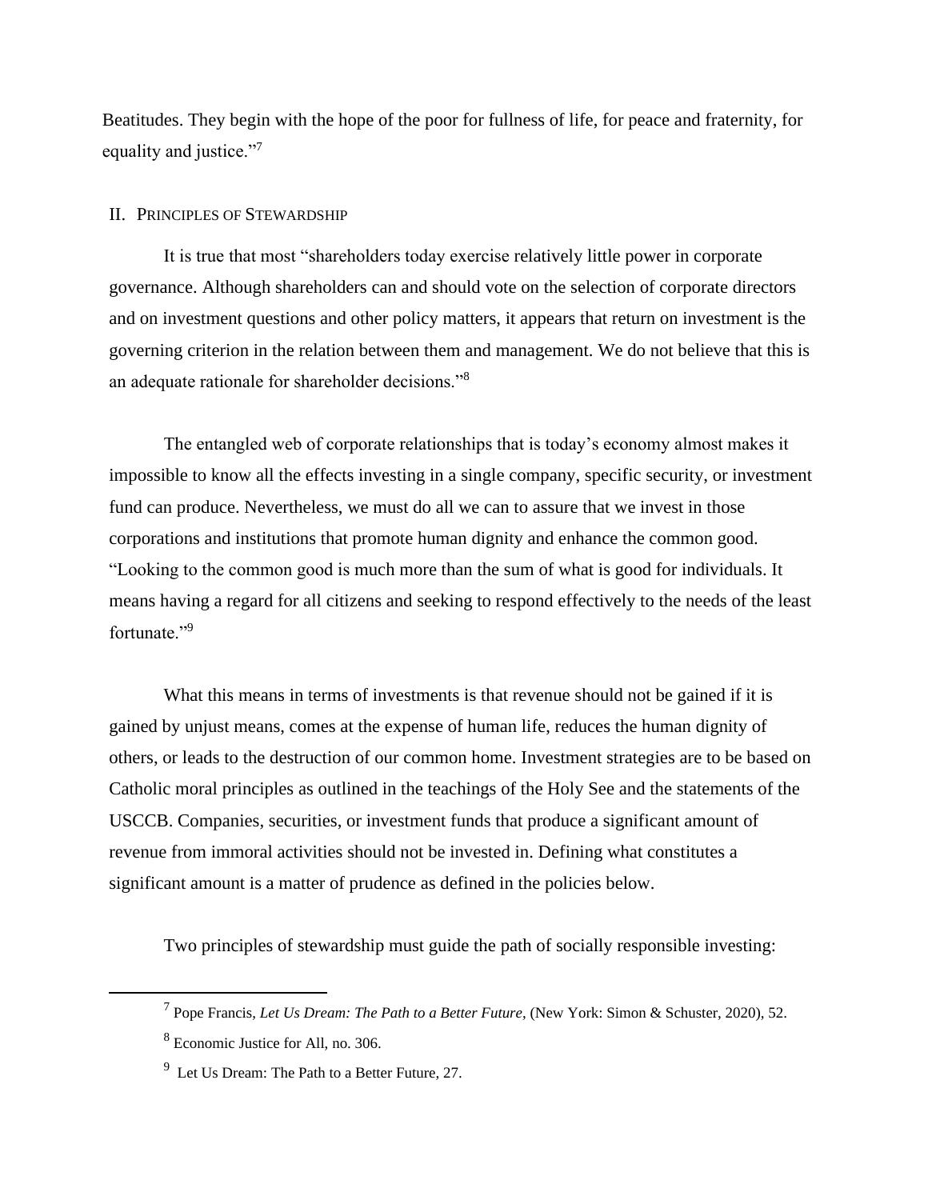Beatitudes. They begin with the hope of the poor for fullness of life, for peace and fraternity, for equality and justice."[7]

## II. Principles of Stewardship

It is true that most "shareholders today exercise relatively little power in corporate governance. Although shareholders can and should vote on the selection of corporate directors and on investment questions and other policy matters, it appears that return on investment is the governing criterion in the relation between them and management. We do not believe that this is an adequate rationale for shareholder decisions."[8]

The entangled web of corporate relationships that is today's economy almost makes it impossible to know all the effects investing in a single company, specific security, or investment fund can produce. Nevertheless, we must do all we can to assure that we invest in those corporations and institutions that promote human dignity and enhance the common good. "Looking to the common good is much more than the sum of what is good for individuals. It means having a regard for all citizens and seeking to respond effectively to the needs of the least fortunate."[9]

What this means in terms of investments is that revenue should not be gained if it is gained by unjust means, comes at the expense of human life, reduces the human dignity of others, or leads to the destruction of our common home. Investment strategies are to be based on Catholic moral principles as outlined in the teachings of the Holy See and the statements of the USCCB. Companies, securities, or investment funds that produce a significant amount of revenue from immoral activities should not be invested in. Defining what constitutes a significant amount is a matter of prudence as defined in the policies below.

Two principles of stewardship must guide the path of socially responsible investing:

---

[7] Pope Francis, *Let Us Dream: The Path to a Better Future*, (New York: Simon & Schuster, 2020), 52.

[8] Economic Justice for All, no. 306.

[9] Let Us Dream: The Path to a Better Future, 27.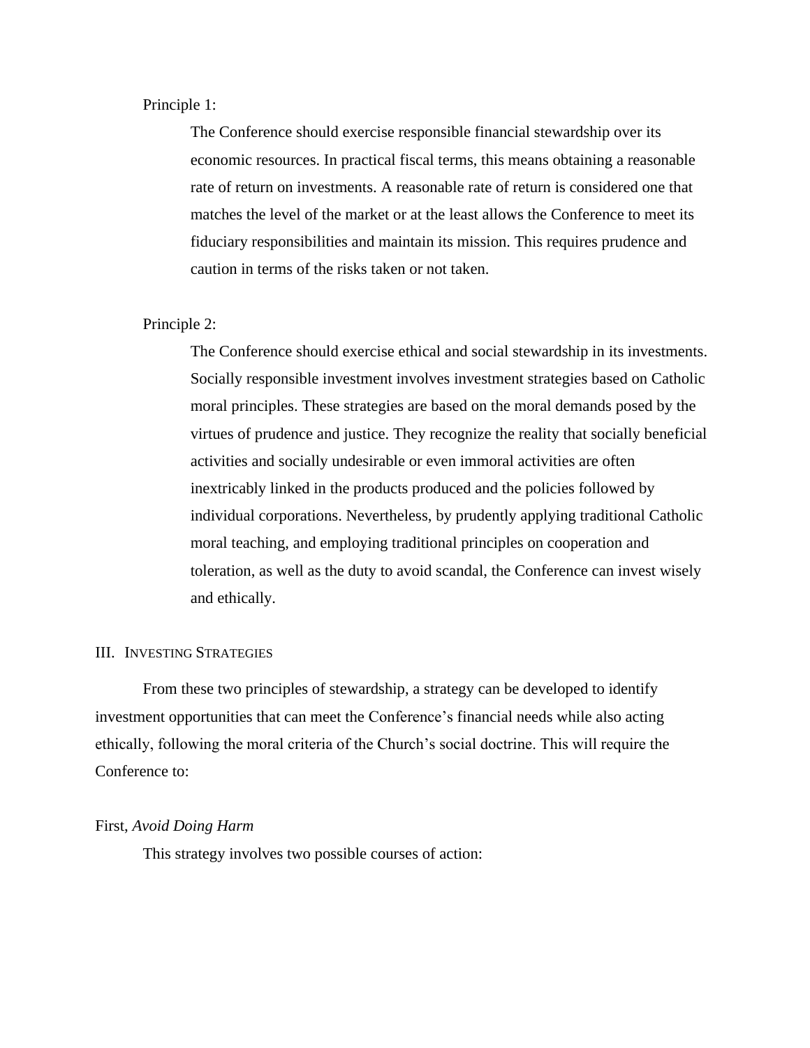Principle 1:

> The Conference should exercise responsible financial stewardship over its economic resources. In practical fiscal terms, this means obtaining a reasonable rate of return on investments. A reasonable rate of return is considered one that matches the level of the market or at the least allows the Conference to meet its fiduciary responsibilities and maintain its mission. This requires prudence and caution in terms of the risks taken or not taken.

Principle 2:

> The Conference should exercise ethical and social stewardship in its investments. Socially responsible investment involves investment strategies based on Catholic moral principles. These strategies are based on the moral demands posed by the virtues of prudence and justice. They recognize the reality that socially beneficial activities and socially undesirable or even immoral activities are often inextricably linked in the products produced and the policies followed by individual corporations. Nevertheless, by prudently applying traditional Catholic moral teaching, and employing traditional principles on cooperation and toleration, as well as the duty to avoid scandal, the Conference can invest wisely and ethically.

## III. Investing Strategies

From these two principles of stewardship, a strategy can be developed to identify investment opportunities that can meet the Conference's financial needs while also acting ethically, following the moral criteria of the Church's social doctrine. This will require the Conference to:

First, *Avoid Doing Harm*

This strategy involves two possible courses of action: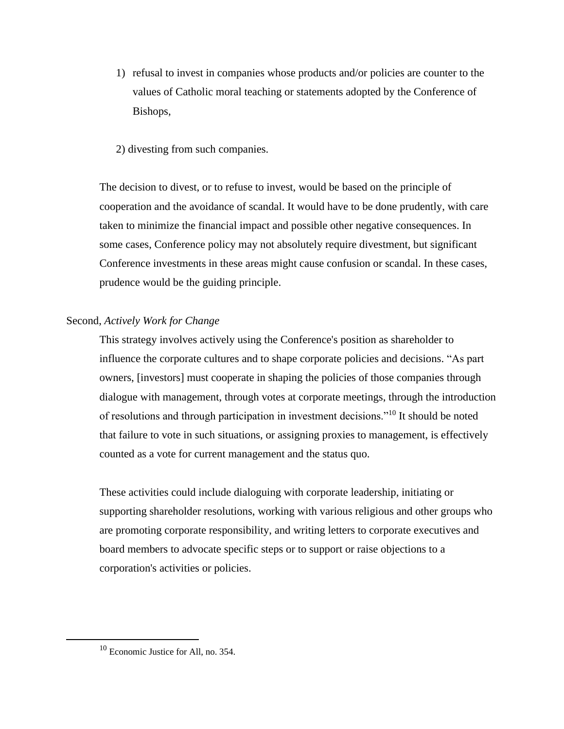1) refusal to invest in companies whose products and/or policies are counter to the values of Catholic moral teaching or statements adopted by the Conference of Bishops,

2) divesting from such companies.

The decision to divest, or to refuse to invest, would be based on the principle of cooperation and the avoidance of scandal. It would have to be done prudently, with care taken to minimize the financial impact and possible other negative consequences. In some cases, Conference policy may not absolutely require divestment, but significant Conference investments in these areas might cause confusion or scandal. In these cases, prudence would be the guiding principle.

Second, *Actively Work for Change*

This strategy involves actively using the Conference's position as shareholder to influence the corporate cultures and to shape corporate policies and decisions. "As part owners, [investors] must cooperate in shaping the policies of those companies through dialogue with management, through votes at corporate meetings, through the introduction of resolutions and through participation in investment decisions."[10] It should be noted that failure to vote in such situations, or assigning proxies to management, is effectively counted as a vote for current management and the status quo.

These activities could include dialoguing with corporate leadership, initiating or supporting shareholder resolutions, working with various religious and other groups who are promoting corporate responsibility, and writing letters to corporate executives and board members to advocate specific steps or to support or raise objections to a corporation's activities or policies.

---

[10] Economic Justice for All, no. 354.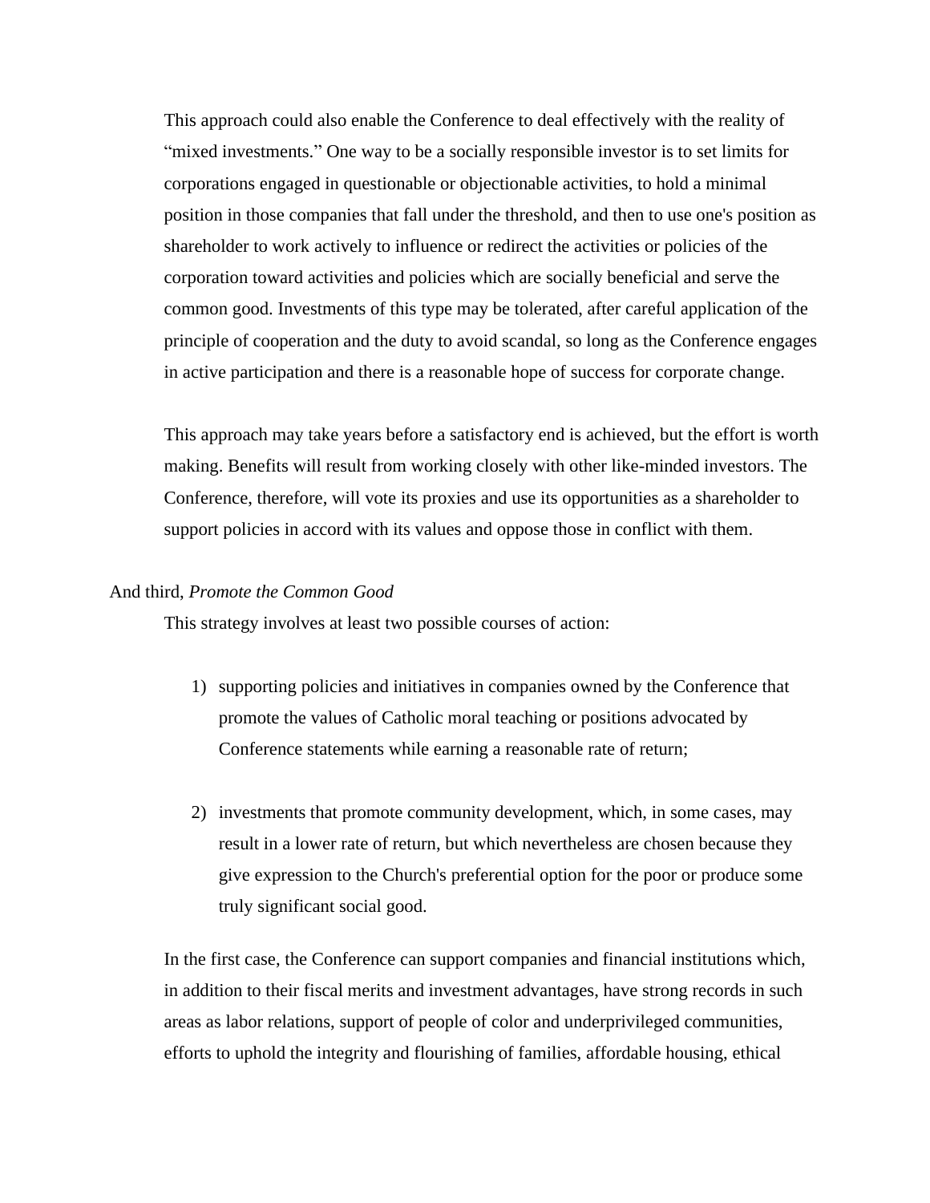This approach could also enable the Conference to deal effectively with the reality of "mixed investments." One way to be a socially responsible investor is to set limits for corporations engaged in questionable or objectionable activities, to hold a minimal position in those companies that fall under the threshold, and then to use one's position as shareholder to work actively to influence or redirect the activities or policies of the corporation toward activities and policies which are socially beneficial and serve the common good. Investments of this type may be tolerated, after careful application of the principle of cooperation and the duty to avoid scandal, so long as the Conference engages in active participation and there is a reasonable hope of success for corporate change.

This approach may take years before a satisfactory end is achieved, but the effort is worth making. Benefits will result from working closely with other like-minded investors. The Conference, therefore, will vote its proxies and use its opportunities as a shareholder to support policies in accord with its values and oppose those in conflict with them.

And third, *Promote the Common Good*

This strategy involves at least two possible courses of action:

1) supporting policies and initiatives in companies owned by the Conference that promote the values of Catholic moral teaching or positions advocated by Conference statements while earning a reasonable rate of return;

2) investments that promote community development, which, in some cases, may result in a lower rate of return, but which nevertheless are chosen because they give expression to the Church's preferential option for the poor or produce some truly significant social good.

In the first case, the Conference can support companies and financial institutions which, in addition to their fiscal merits and investment advantages, have strong records in such areas as labor relations, support of people of color and underprivileged communities, efforts to uphold the integrity and flourishing of families, affordable housing, ethical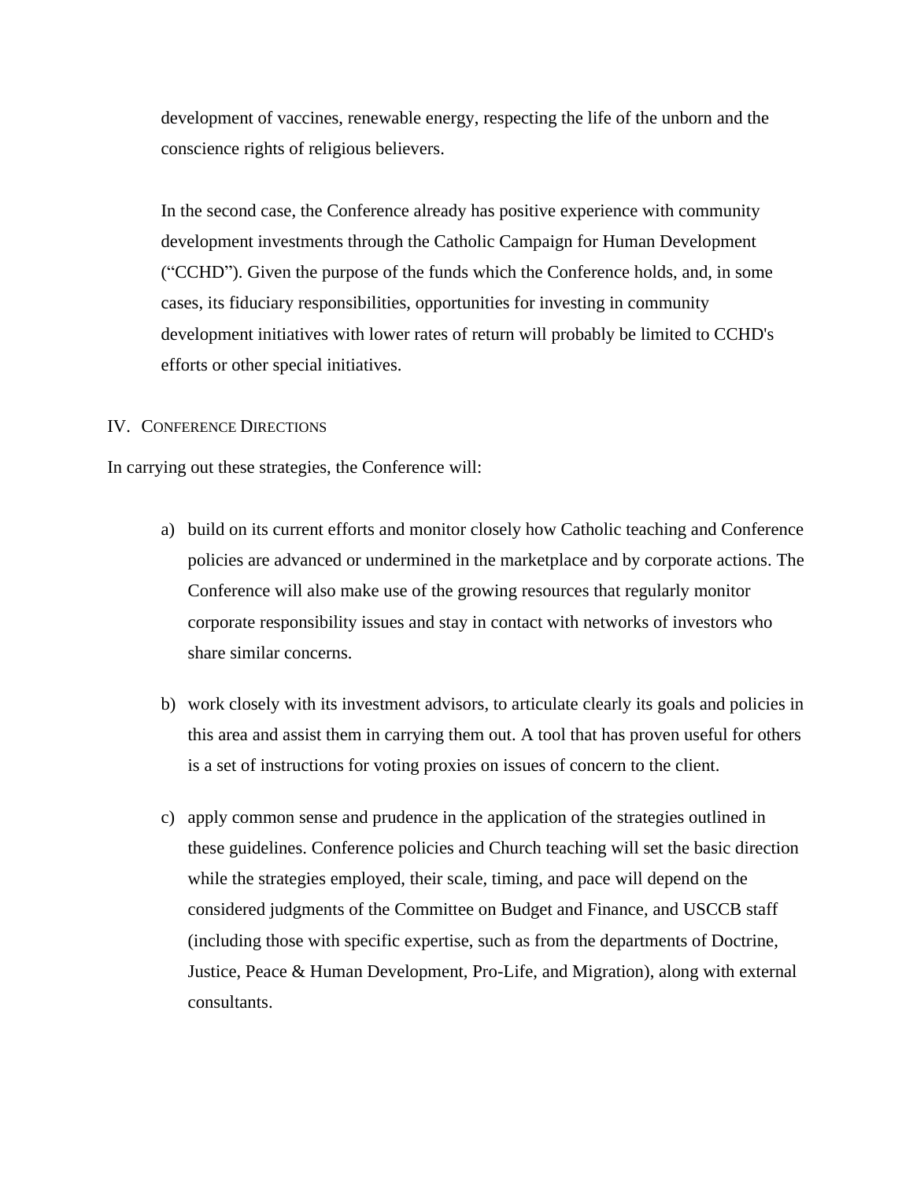development of vaccines, renewable energy, respecting the life of the unborn and the conscience rights of religious believers.

In the second case, the Conference already has positive experience with community development investments through the Catholic Campaign for Human Development ("CCHD"). Given the purpose of the funds which the Conference holds, and, in some cases, its fiduciary responsibilities, opportunities for investing in community development initiatives with lower rates of return will probably be limited to CCHD's efforts or other special initiatives.

## IV. Conference Directions

In carrying out these strategies, the Conference will:

a) build on its current efforts and monitor closely how Catholic teaching and Conference policies are advanced or undermined in the marketplace and by corporate actions. The Conference will also make use of the growing resources that regularly monitor corporate responsibility issues and stay in contact with networks of investors who share similar concerns.

b) work closely with its investment advisors, to articulate clearly its goals and policies in this area and assist them in carrying them out. A tool that has proven useful for others is a set of instructions for voting proxies on issues of concern to the client.

c) apply common sense and prudence in the application of the strategies outlined in these guidelines. Conference policies and Church teaching will set the basic direction while the strategies employed, their scale, timing, and pace will depend on the considered judgments of the Committee on Budget and Finance, and USCCB staff (including those with specific expertise, such as from the departments of Doctrine, Justice, Peace & Human Development, Pro-Life, and Migration), along with external consultants.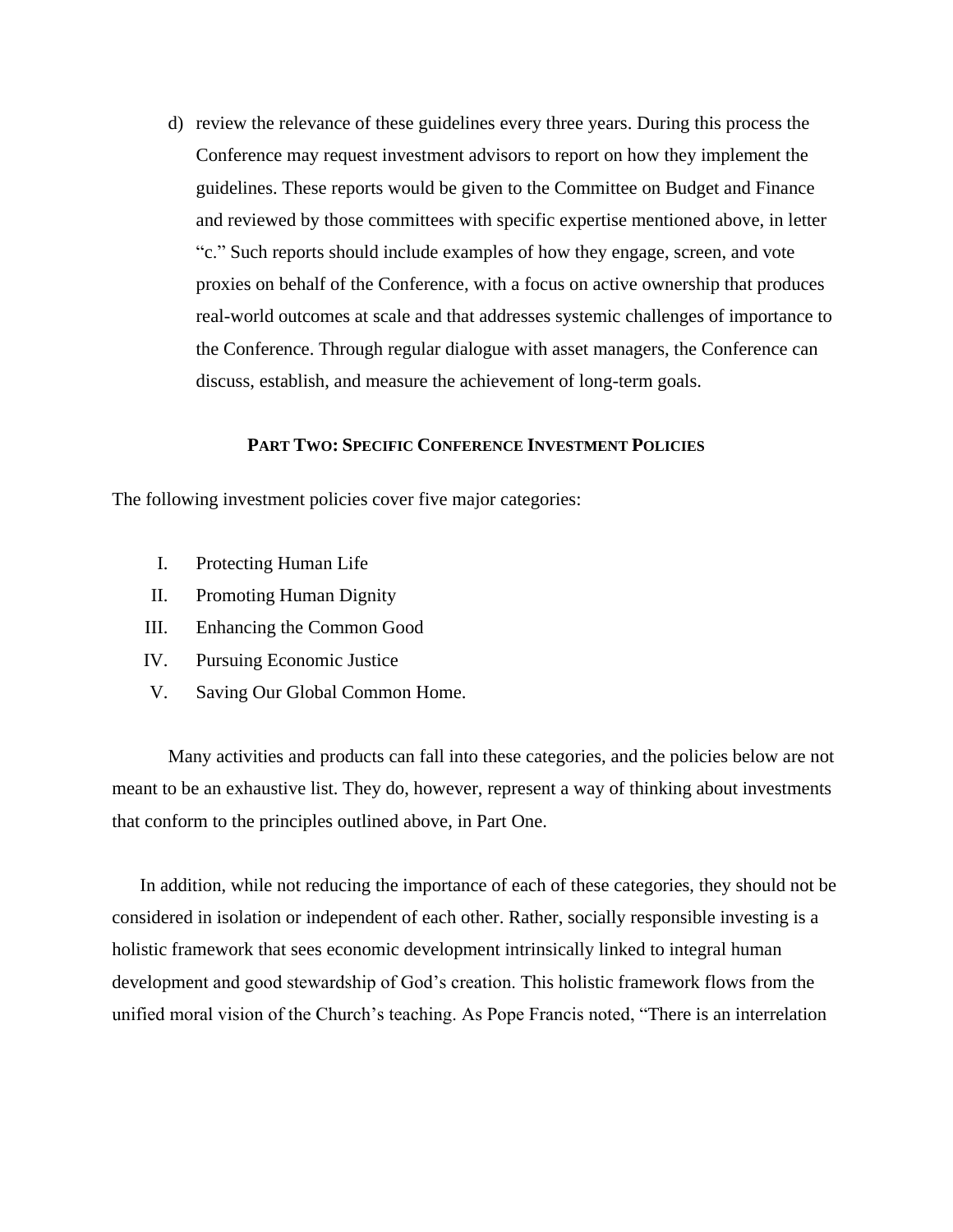d) review the relevance of these guidelines every three years. During this process the Conference may request investment advisors to report on how they implement the guidelines. These reports would be given to the Committee on Budget and Finance and reviewed by those committees with specific expertise mentioned above, in letter "c." Such reports should include examples of how they engage, screen, and vote proxies on behalf of the Conference, with a focus on active ownership that produces real-world outcomes at scale and that addresses systemic challenges of importance to the Conference. Through regular dialogue with asset managers, the Conference can discuss, establish, and measure the achievement of long-term goals.

## PART TWO: SPECIFIC CONFERENCE INVESTMENT POLICIES

The following investment policies cover five major categories:

I. Protecting Human Life
II. Promoting Human Dignity
III. Enhancing the Common Good
IV. Pursuing Economic Justice
V. Saving Our Global Common Home.

Many activities and products can fall into these categories, and the policies below are not meant to be an exhaustive list. They do, however, represent a way of thinking about investments that conform to the principles outlined above, in Part One.

In addition, while not reducing the importance of each of these categories, they should not be considered in isolation or independent of each other. Rather, socially responsible investing is a holistic framework that sees economic development intrinsically linked to integral human development and good stewardship of God's creation. This holistic framework flows from the unified moral vision of the Church's teaching. As Pope Francis noted, "There is an interrelation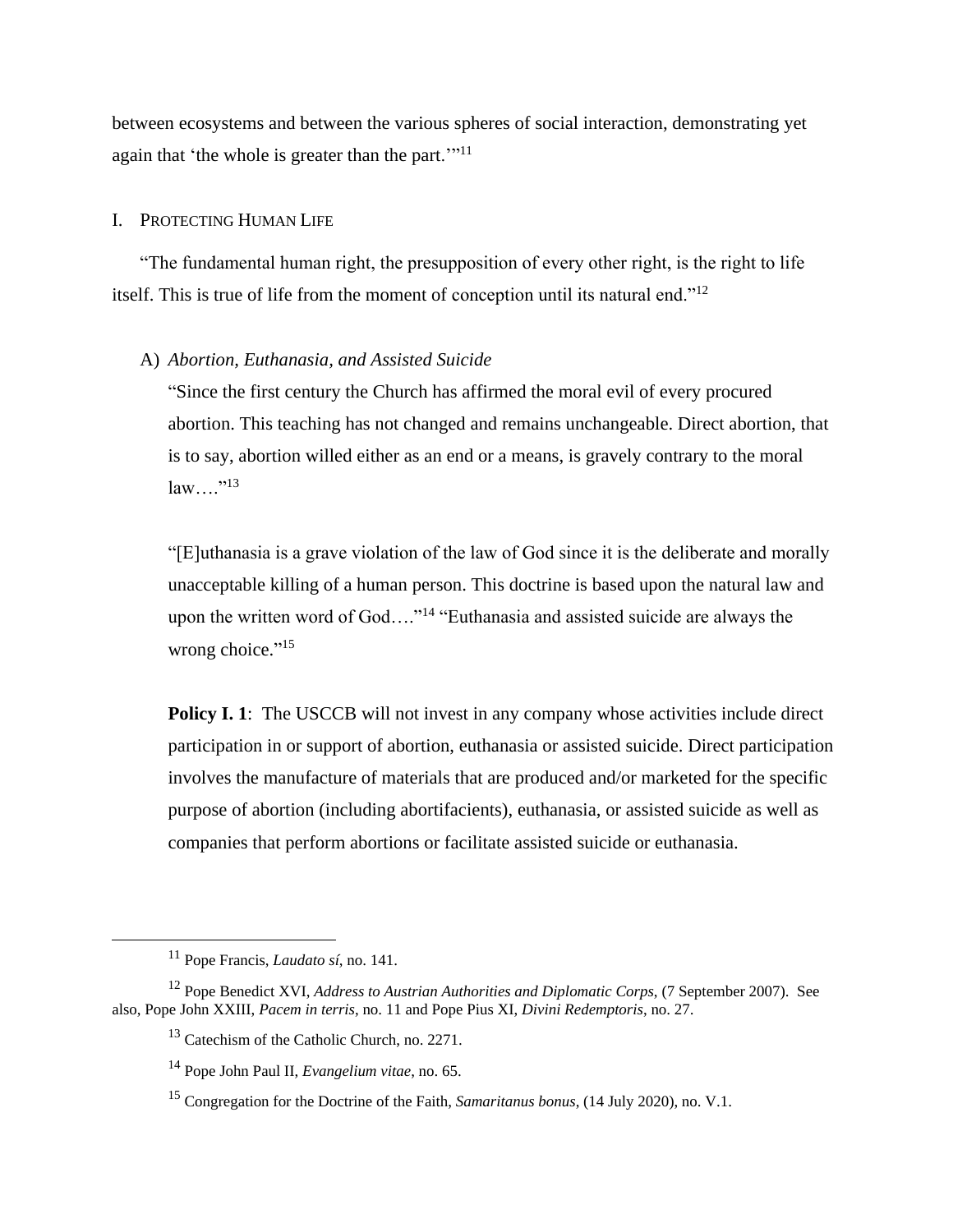between ecosystems and between the various spheres of social interaction, demonstrating yet again that 'the whole is greater than the part.'"[11]

## I. Protecting Human Life

"The fundamental human right, the presupposition of every other right, is the right to life itself. This is true of life from the moment of conception until its natural end."[12]

### A) *Abortion, Euthanasia, and Assisted Suicide*

"Since the first century the Church has affirmed the moral evil of every procured abortion. This teaching has not changed and remains unchangeable. Direct abortion, that is to say, abortion willed either as an end or a means, is gravely contrary to the moral law…."[13]

"[E]uthanasia is a grave violation of the law of God since it is the deliberate and morally unacceptable killing of a human person. This doctrine is based upon the natural law and upon the written word of God…."[14] "Euthanasia and assisted suicide are always the wrong choice."[15]

**Policy I. 1**: The USCCB will not invest in any company whose activities include direct participation in or support of abortion, euthanasia or assisted suicide. Direct participation involves the manufacture of materials that are produced and/or marketed for the specific purpose of abortion (including abortifacients), euthanasia, or assisted suicide as well as companies that perform abortions or facilitate assisted suicide or euthanasia.

---

[11] Pope Francis, *Laudato sí*, no. 141.

[12] Pope Benedict XVI, *Address to Austrian Authorities and Diplomatic Corps*, (7 September 2007). See also, Pope John XXIII, *Pacem in terris*, no. 11 and Pope Pius XI, *Divini Redemptoris*, no. 27.

[13] Catechism of the Catholic Church, no. 2271.

[14] Pope John Paul II, *Evangelium vitae*, no. 65.

[15] Congregation for the Doctrine of the Faith, *Samaritanus bonus*, (14 July 2020), no. V.1.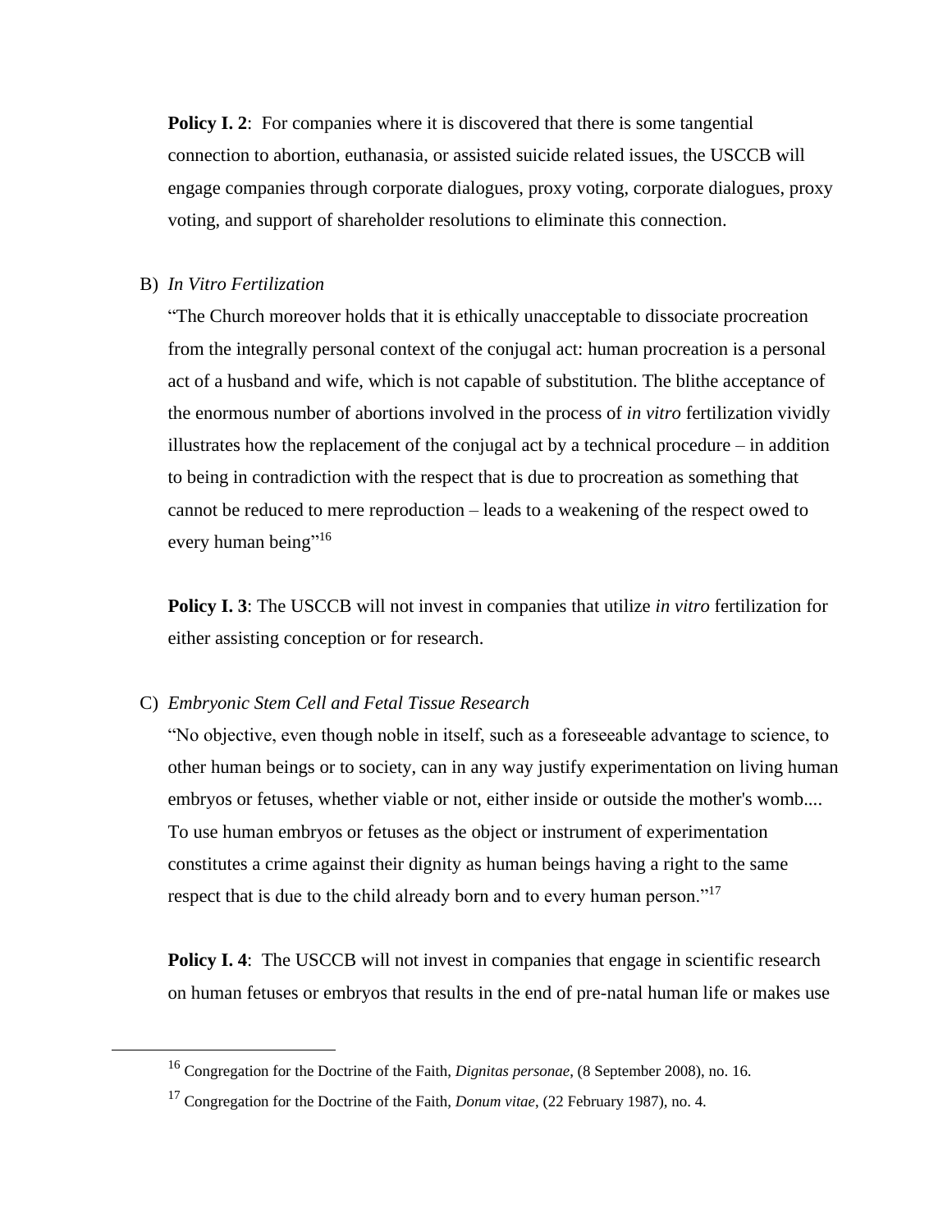**Policy I. 2**: For companies where it is discovered that there is some tangential connection to abortion, euthanasia, or assisted suicide related issues, the USCCB will engage companies through corporate dialogues, proxy voting, corporate dialogues, proxy voting, and support of shareholder resolutions to eliminate this connection.

B) *In Vitro Fertilization*

"The Church moreover holds that it is ethically unacceptable to dissociate procreation from the integrally personal context of the conjugal act: human procreation is a personal act of a husband and wife, which is not capable of substitution. The blithe acceptance of the enormous number of abortions involved in the process of *in vitro* fertilization vividly illustrates how the replacement of the conjugal act by a technical procedure – in addition to being in contradiction with the respect that is due to procreation as something that cannot be reduced to mere reproduction – leads to a weakening of the respect owed to every human being"[16]

**Policy I. 3**: The USCCB will not invest in companies that utilize *in vitro* fertilization for either assisting conception or for research.

C) *Embryonic Stem Cell and Fetal Tissue Research*

"No objective, even though noble in itself, such as a foreseeable advantage to science, to other human beings or to society, can in any way justify experimentation on living human embryos or fetuses, whether viable or not, either inside or outside the mother's womb.... To use human embryos or fetuses as the object or instrument of experimentation constitutes a crime against their dignity as human beings having a right to the same respect that is due to the child already born and to every human person."[17]

**Policy I. 4**: The USCCB will not invest in companies that engage in scientific research on human fetuses or embryos that results in the end of pre-natal human life or makes use

---

[16] Congregation for the Doctrine of the Faith, *Dignitas personae*, (8 September 2008), no. 16.

[17] Congregation for the Doctrine of the Faith, *Donum vitae*, (22 February 1987), no. 4.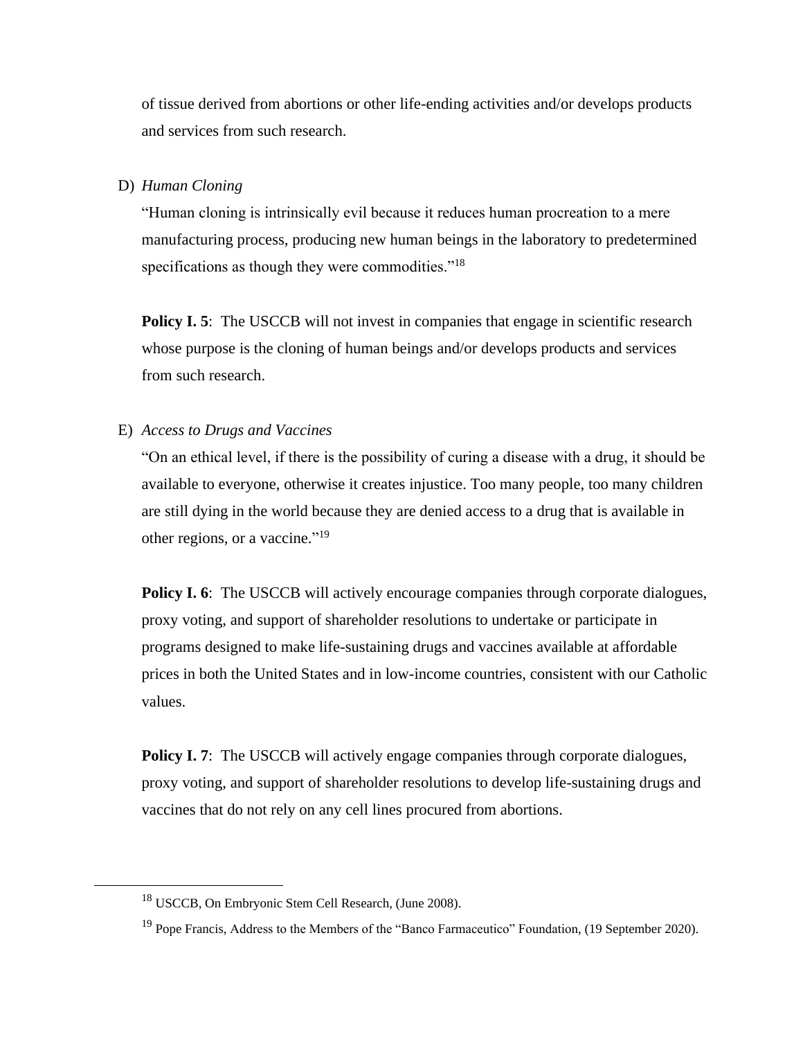of tissue derived from abortions or other life-ending activities and/or develops products and services from such research.

D) *Human Cloning*

"Human cloning is intrinsically evil because it reduces human procreation to a mere manufacturing process, producing new human beings in the laboratory to predetermined specifications as though they were commodities."[18]

**Policy I. 5**: The USCCB will not invest in companies that engage in scientific research whose purpose is the cloning of human beings and/or develops products and services from such research.

E) *Access to Drugs and Vaccines*

"On an ethical level, if there is the possibility of curing a disease with a drug, it should be available to everyone, otherwise it creates injustice. Too many people, too many children are still dying in the world because they are denied access to a drug that is available in other regions, or a vaccine."[19]

**Policy I. 6**: The USCCB will actively encourage companies through corporate dialogues, proxy voting, and support of shareholder resolutions to undertake or participate in programs designed to make life-sustaining drugs and vaccines available at affordable prices in both the United States and in low-income countries, consistent with our Catholic values.

**Policy I. 7**: The USCCB will actively engage companies through corporate dialogues, proxy voting, and support of shareholder resolutions to develop life-sustaining drugs and vaccines that do not rely on any cell lines procured from abortions.

---

[18] USCCB, On Embryonic Stem Cell Research, (June 2008).

[19] Pope Francis, Address to the Members of the "Banco Farmaceutico" Foundation, (19 September 2020).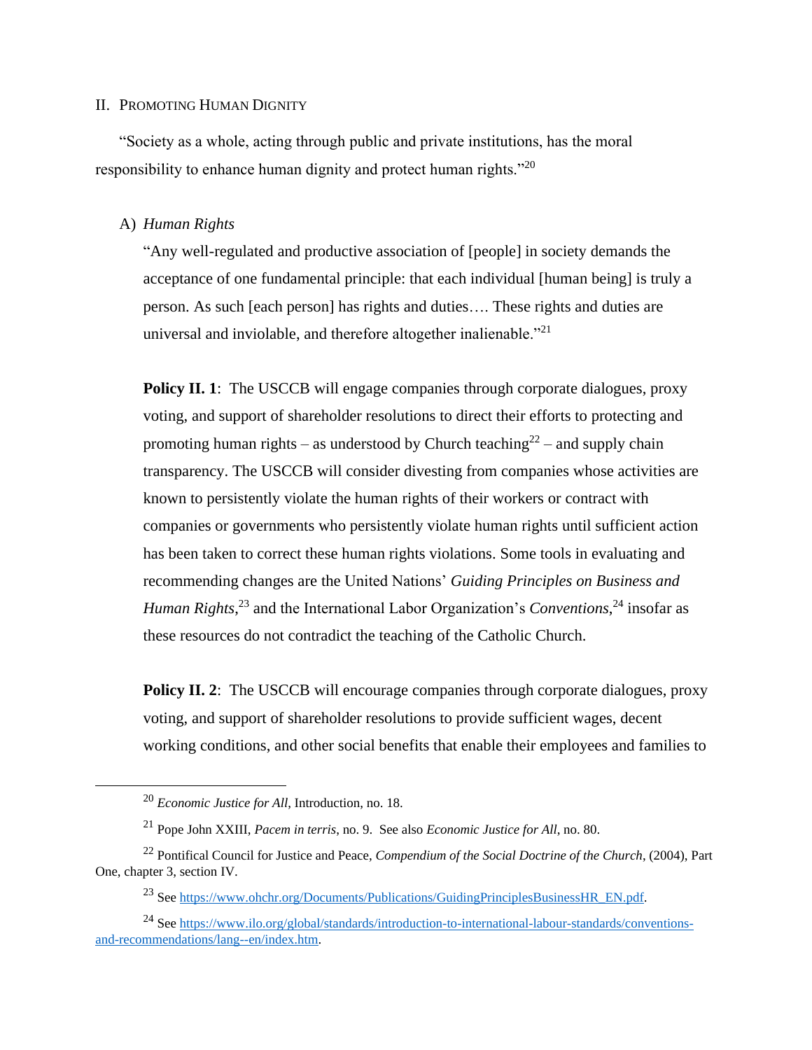## II. Promoting Human Dignity

"Society as a whole, acting through public and private institutions, has the moral responsibility to enhance human dignity and protect human rights."[20]

### A) *Human Rights*

"Any well-regulated and productive association of [people] in society demands the acceptance of one fundamental principle: that each individual [human being] is truly a person. As such [each person] has rights and duties…. These rights and duties are universal and inviolable, and therefore altogether inalienable."[21]

**Policy II. 1**: The USCCB will engage companies through corporate dialogues, proxy voting, and support of shareholder resolutions to direct their efforts to protecting and promoting human rights – as understood by Church teaching[22] – and supply chain transparency. The USCCB will consider divesting from companies whose activities are known to persistently violate the human rights of their workers or contract with companies or governments who persistently violate human rights until sufficient action has been taken to correct these human rights violations. Some tools in evaluating and recommending changes are the United Nations' *Guiding Principles on Business and Human Rights*,[23] and the International Labor Organization's *Conventions*,[24] insofar as these resources do not contradict the teaching of the Catholic Church.

**Policy II. 2**: The USCCB will encourage companies through corporate dialogues, proxy voting, and support of shareholder resolutions to provide sufficient wages, decent working conditions, and other social benefits that enable their employees and families to

---

[20] *Economic Justice for All*, Introduction, no. 18.

[21] Pope John XXIII, *Pacem in terris*, no. 9. See also *Economic Justice for All*, no. 80.

[22] Pontifical Council for Justice and Peace, *Compendium of the Social Doctrine of the Church*, (2004), Part One, chapter 3, section IV.

[23] See https://www.ohchr.org/Documents/Publications/GuidingPrinciplesBusinessHR_EN.pdf.

[24] See https://www.ilo.org/global/standards/introduction-to-international-labour-standards/conventions-and-recommendations/lang--en/index.htm.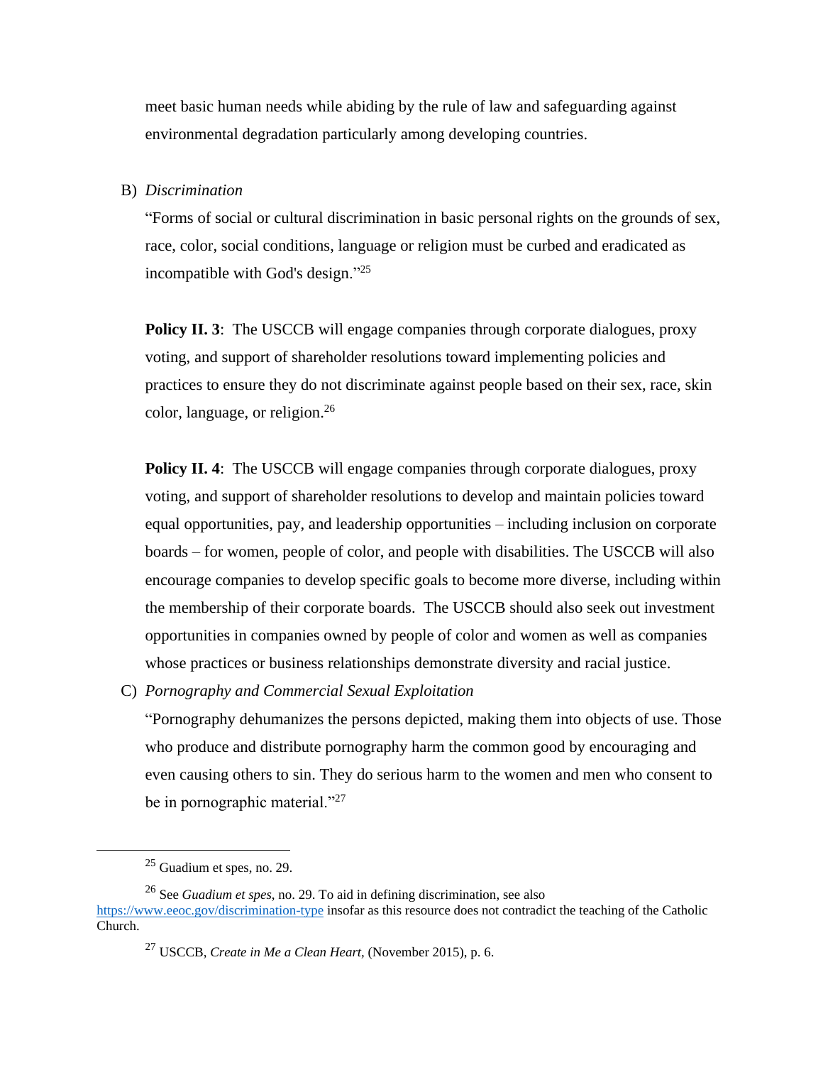meet basic human needs while abiding by the rule of law and safeguarding against environmental degradation particularly among developing countries.

B) *Discrimination*

"Forms of social or cultural discrimination in basic personal rights on the grounds of sex, race, color, social conditions, language or religion must be curbed and eradicated as incompatible with God's design."[25]

**Policy II. 3**: The USCCB will engage companies through corporate dialogues, proxy voting, and support of shareholder resolutions toward implementing policies and practices to ensure they do not discriminate against people based on their sex, race, skin color, language, or religion.[26]

**Policy II. 4**: The USCCB will engage companies through corporate dialogues, proxy voting, and support of shareholder resolutions to develop and maintain policies toward equal opportunities, pay, and leadership opportunities – including inclusion on corporate boards – for women, people of color, and people with disabilities. The USCCB will also encourage companies to develop specific goals to become more diverse, including within the membership of their corporate boards. The USCCB should also seek out investment opportunities in companies owned by people of color and women as well as companies whose practices or business relationships demonstrate diversity and racial justice.

C) *Pornography and Commercial Sexual Exploitation*

"Pornography dehumanizes the persons depicted, making them into objects of use. Those who produce and distribute pornography harm the common good by encouraging and even causing others to sin. They do serious harm to the women and men who consent to be in pornographic material."[27]

---

[25] Guadium et spes, no. 29.

[26] See *Guadium et spes*, no. 29. To aid in defining discrimination, see also https://www.eeoc.gov/discrimination-type insofar as this resource does not contradict the teaching of the Catholic Church.

[27] USCCB, *Create in Me a Clean Heart,* (November 2015), p. 6.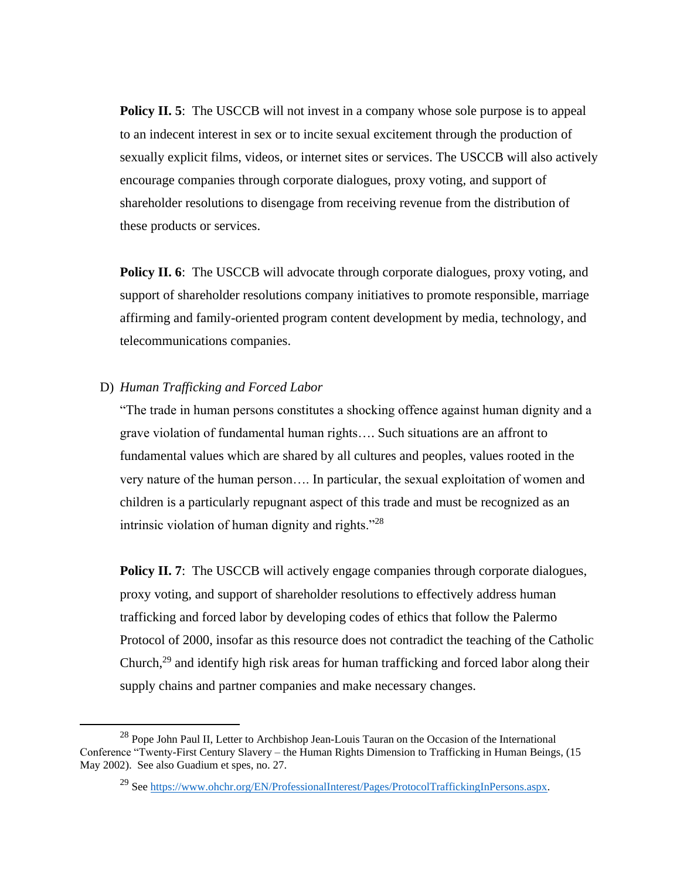**Policy II. 5**: The USCCB will not invest in a company whose sole purpose is to appeal to an indecent interest in sex or to incite sexual excitement through the production of sexually explicit films, videos, or internet sites or services. The USCCB will also actively encourage companies through corporate dialogues, proxy voting, and support of shareholder resolutions to disengage from receiving revenue from the distribution of these products or services.

**Policy II. 6**: The USCCB will advocate through corporate dialogues, proxy voting, and support of shareholder resolutions company initiatives to promote responsible, marriage affirming and family-oriented program content development by media, technology, and telecommunications companies.

D) *Human Trafficking and Forced Labor*

"The trade in human persons constitutes a shocking offence against human dignity and a grave violation of fundamental human rights…. Such situations are an affront to fundamental values which are shared by all cultures and peoples, values rooted in the very nature of the human person…. In particular, the sexual exploitation of women and children is a particularly repugnant aspect of this trade and must be recognized as an intrinsic violation of human dignity and rights."[28]

**Policy II. 7**: The USCCB will actively engage companies through corporate dialogues, proxy voting, and support of shareholder resolutions to effectively address human trafficking and forced labor by developing codes of ethics that follow the Palermo Protocol of 2000, insofar as this resource does not contradict the teaching of the Catholic Church,[29] and identify high risk areas for human trafficking and forced labor along their supply chains and partner companies and make necessary changes.

---

[28] Pope John Paul II, Letter to Archbishop Jean-Louis Tauran on the Occasion of the International Conference "Twenty-First Century Slavery – the Human Rights Dimension to Trafficking in Human Beings, (15 May 2002). See also Guadium et spes, no. 27.

[29] See https://www.ohchr.org/EN/ProfessionalInterest/Pages/ProtocolTraffickingInPersons.aspx.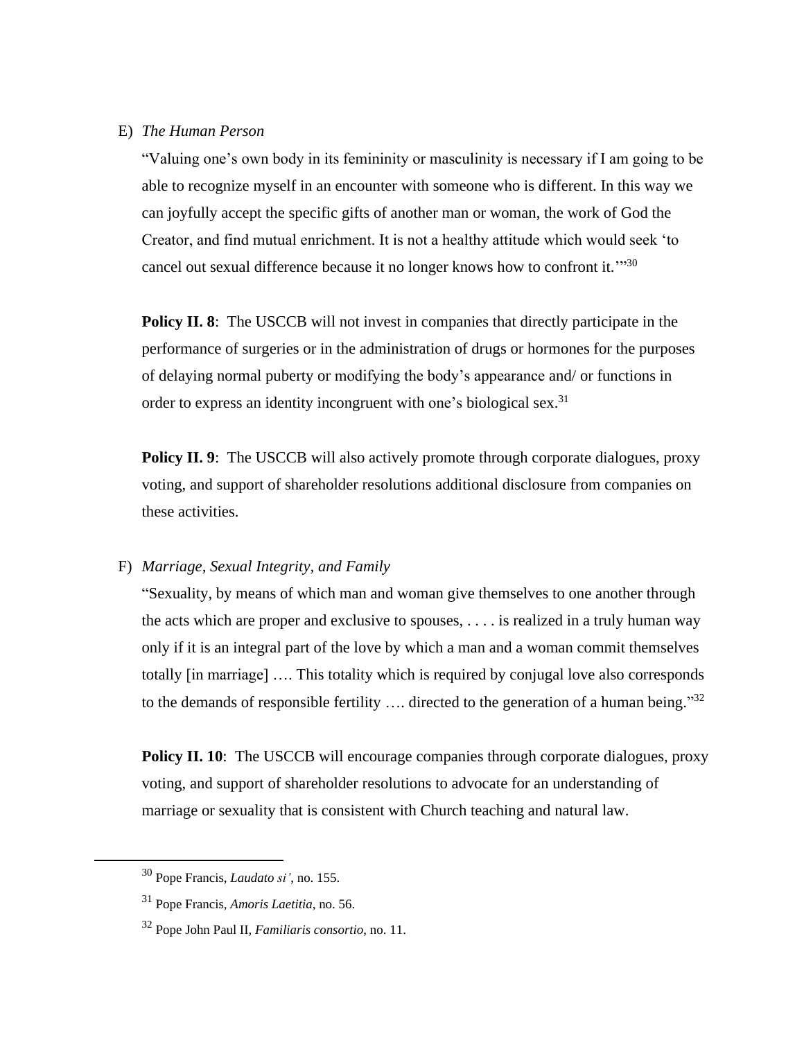E) *The Human Person*

"Valuing one's own body in its femininity or masculinity is necessary if I am going to be able to recognize myself in an encounter with someone who is different. In this way we can joyfully accept the specific gifts of another man or woman, the work of God the Creator, and find mutual enrichment. It is not a healthy attitude which would seek 'to cancel out sexual difference because it no longer knows how to confront it.'"[30]

**Policy II. 8**: The USCCB will not invest in companies that directly participate in the performance of surgeries or in the administration of drugs or hormones for the purposes of delaying normal puberty or modifying the body's appearance and/ or functions in order to express an identity incongruent with one's biological sex.[31]

**Policy II. 9**: The USCCB will also actively promote through corporate dialogues, proxy voting, and support of shareholder resolutions additional disclosure from companies on these activities.

F) *Marriage, Sexual Integrity, and Family*

"Sexuality, by means of which man and woman give themselves to one another through the acts which are proper and exclusive to spouses, . . . . is realized in a truly human way only if it is an integral part of the love by which a man and a woman commit themselves totally [in marriage] …. This totality which is required by conjugal love also corresponds to the demands of responsible fertility …. directed to the generation of a human being."[32]

**Policy II. 10**: The USCCB will encourage companies through corporate dialogues, proxy voting, and support of shareholder resolutions to advocate for an understanding of marriage or sexuality that is consistent with Church teaching and natural law.

---

[30] Pope Francis, *Laudato si'*, no. 155.

[31] Pope Francis, *Amoris Laetitia*, no. 56.

[32] Pope John Paul II, *Familiaris consortio*, no. 11.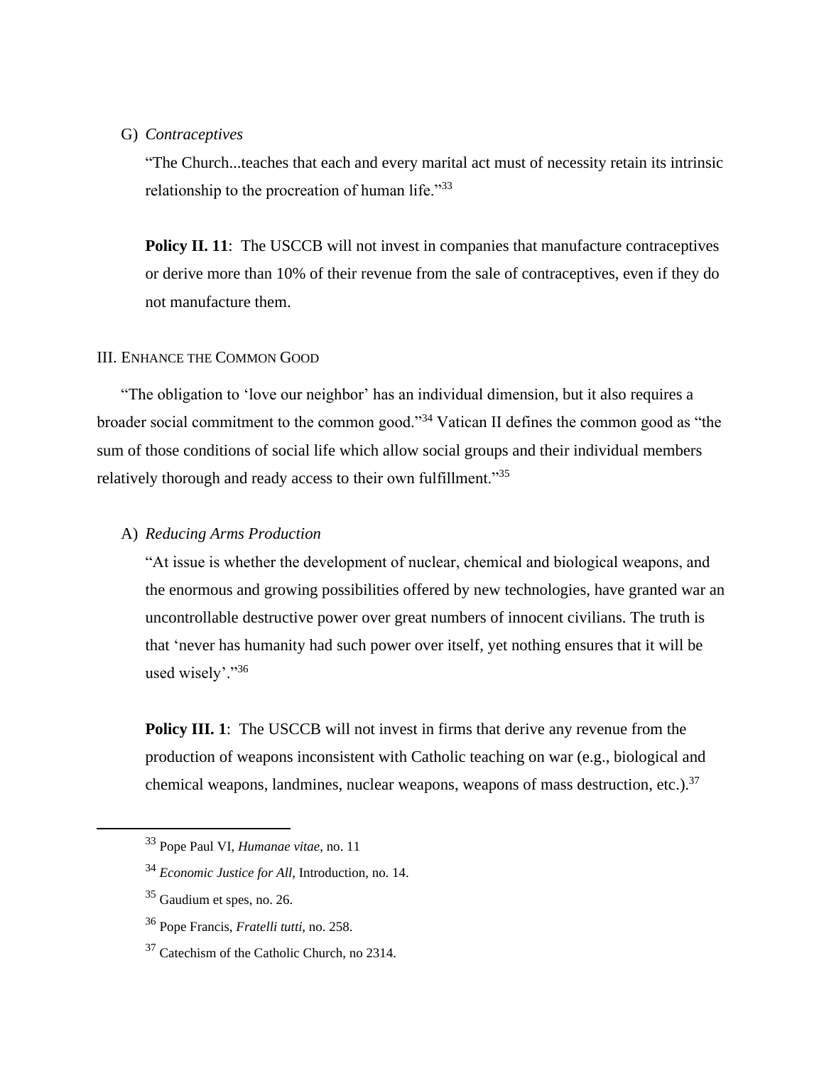G) *Contraceptives*

"The Church...teaches that each and every marital act must of necessity retain its intrinsic relationship to the procreation of human life."[33]

**Policy II. 11**: The USCCB will not invest in companies that manufacture contraceptives or derive more than 10% of their revenue from the sale of contraceptives, even if they do not manufacture them.

## III. Enhance the Common Good

"The obligation to 'love our neighbor' has an individual dimension, but it also requires a broader social commitment to the common good."[34] Vatican II defines the common good as "the sum of those conditions of social life which allow social groups and their individual members relatively thorough and ready access to their own fulfillment."[35]

A) *Reducing Arms Production*

"At issue is whether the development of nuclear, chemical and biological weapons, and the enormous and growing possibilities offered by new technologies, have granted war an uncontrollable destructive power over great numbers of innocent civilians. The truth is that 'never has humanity had such power over itself, yet nothing ensures that it will be used wisely'."[36]

**Policy III. 1**: The USCCB will not invest in firms that derive any revenue from the production of weapons inconsistent with Catholic teaching on war (e.g., biological and chemical weapons, landmines, nuclear weapons, weapons of mass destruction, etc.).[37]

---

[33] Pope Paul VI, *Humanae vitae*, no. 11

[34] *Economic Justice for All*, Introduction, no. 14.

[35] Gaudium et spes, no. 26.

[36] Pope Francis, *Fratelli tutti*, no. 258.

[37] Catechism of the Catholic Church, no 2314.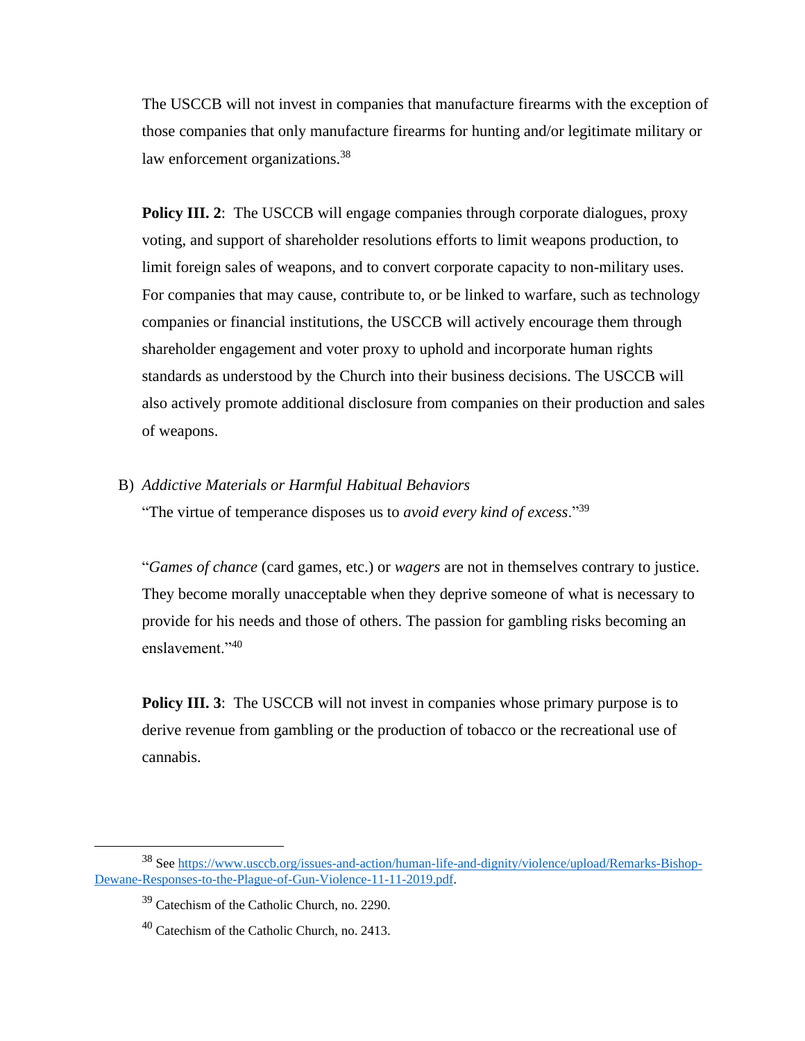The USCCB will not invest in companies that manufacture firearms with the exception of those companies that only manufacture firearms for hunting and/or legitimate military or law enforcement organizations.[38]

**Policy III. 2**: The USCCB will engage companies through corporate dialogues, proxy voting, and support of shareholder resolutions efforts to limit weapons production, to limit foreign sales of weapons, and to convert corporate capacity to non-military uses. For companies that may cause, contribute to, or be linked to warfare, such as technology companies or financial institutions, the USCCB will actively encourage them through shareholder engagement and voter proxy to uphold and incorporate human rights standards as understood by the Church into their business decisions. The USCCB will also actively promote additional disclosure from companies on their production and sales of weapons.

B) *Addictive Materials or Harmful Habitual Behaviors*

"The virtue of temperance disposes us to *avoid every kind of excess*."[39]

"*Games of chance* (card games, etc.) or *wagers* are not in themselves contrary to justice. They become morally unacceptable when they deprive someone of what is necessary to provide for his needs and those of others. The passion for gambling risks becoming an enslavement."[40]

**Policy III. 3**: The USCCB will not invest in companies whose primary purpose is to derive revenue from gambling or the production of tobacco or the recreational use of cannabis.

---

[38] See https://www.usccb.org/issues-and-action/human-life-and-dignity/violence/upload/Remarks-Bishop-Dewane-Responses-to-the-Plague-of-Gun-Violence-11-11-2019.pdf.

[39] Catechism of the Catholic Church, no. 2290.

[40] Catechism of the Catholic Church, no. 2413.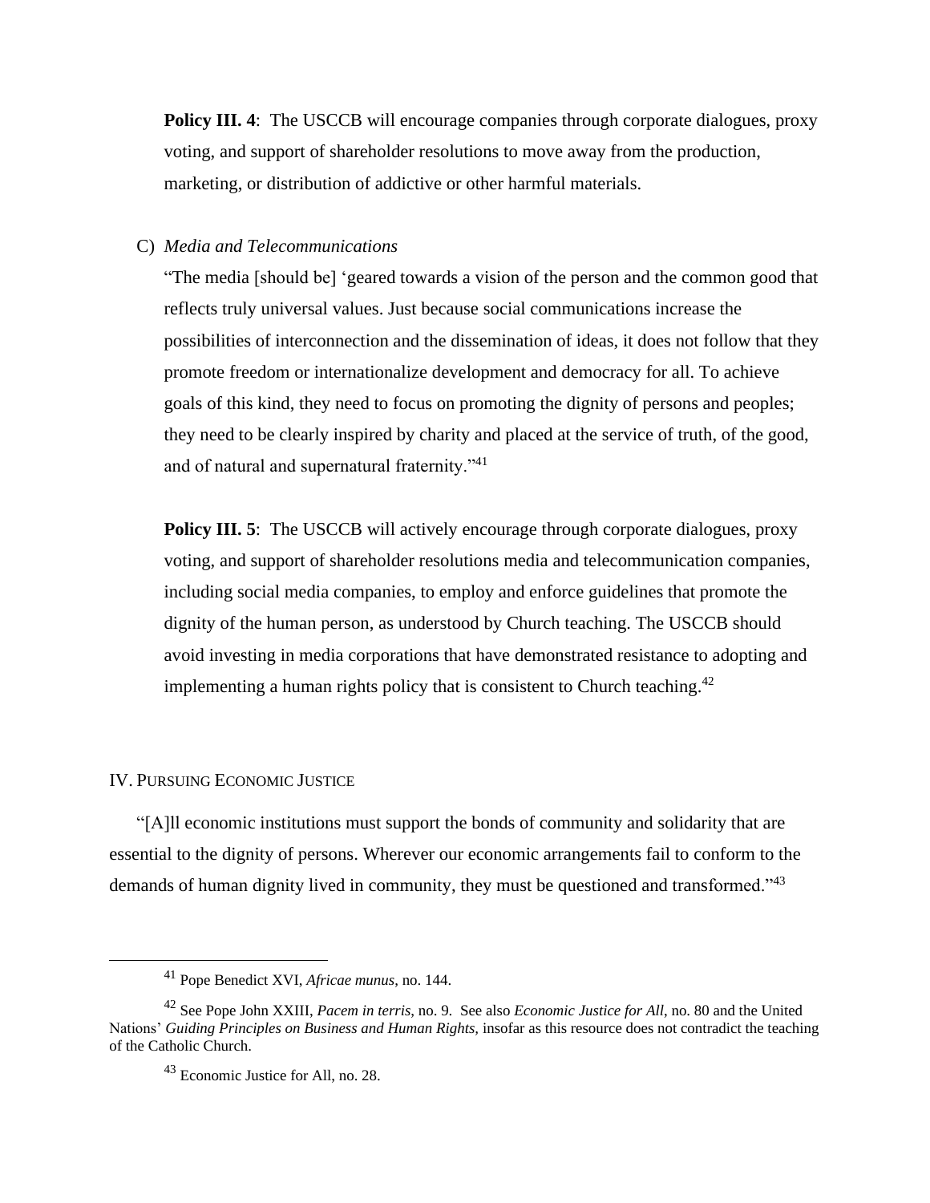**Policy III. 4**: The USCCB will encourage companies through corporate dialogues, proxy voting, and support of shareholder resolutions to move away from the production, marketing, or distribution of addictive or other harmful materials.

C) *Media and Telecommunications*

"The media [should be] 'geared towards a vision of the person and the common good that reflects truly universal values. Just because social communications increase the possibilities of interconnection and the dissemination of ideas, it does not follow that they promote freedom or internationalize development and democracy for all. To achieve goals of this kind, they need to focus on promoting the dignity of persons and peoples; they need to be clearly inspired by charity and placed at the service of truth, of the good, and of natural and supernatural fraternity."[41]

**Policy III. 5**: The USCCB will actively encourage through corporate dialogues, proxy voting, and support of shareholder resolutions media and telecommunication companies, including social media companies, to employ and enforce guidelines that promote the dignity of the human person, as understood by Church teaching. The USCCB should avoid investing in media corporations that have demonstrated resistance to adopting and implementing a human rights policy that is consistent to Church teaching.[42]

## IV. Pursuing Economic Justice

"[A]ll economic institutions must support the bonds of community and solidarity that are essential to the dignity of persons. Wherever our economic arrangements fail to conform to the demands of human dignity lived in community, they must be questioned and transformed."[43]

---

[41] Pope Benedict XVI, *Africae munus*, no. 144.

[42] See Pope John XXIII, *Pacem in terris*, no. 9. See also *Economic Justice for All*, no. 80 and the United Nations' *Guiding Principles on Business and Human Rights,* insofar as this resource does not contradict the teaching of the Catholic Church.

[43] Economic Justice for All, no. 28.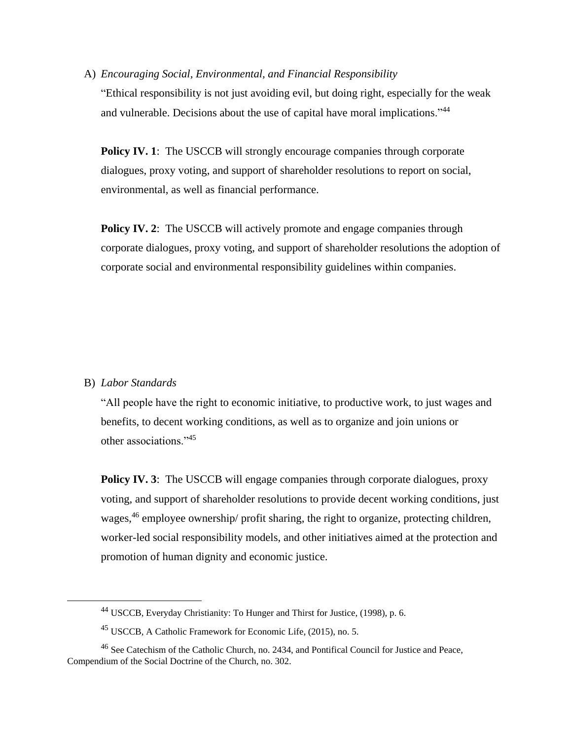A) *Encouraging Social, Environmental, and Financial Responsibility*

"Ethical responsibility is not just avoiding evil, but doing right, especially for the weak and vulnerable. Decisions about the use of capital have moral implications."[44]

**Policy IV. 1**: The USCCB will strongly encourage companies through corporate dialogues, proxy voting, and support of shareholder resolutions to report on social, environmental, as well as financial performance.

**Policy IV. 2**: The USCCB will actively promote and engage companies through corporate dialogues, proxy voting, and support of shareholder resolutions the adoption of corporate social and environmental responsibility guidelines within companies.

B) *Labor Standards*

"All people have the right to economic initiative, to productive work, to just wages and benefits, to decent working conditions, as well as to organize and join unions or other associations."[45]

**Policy IV. 3**: The USCCB will engage companies through corporate dialogues, proxy voting, and support of shareholder resolutions to provide decent working conditions, just wages,[46] employee ownership/ profit sharing, the right to organize, protecting children, worker-led social responsibility models, and other initiatives aimed at the protection and promotion of human dignity and economic justice.

---

[44] USCCB, Everyday Christianity: To Hunger and Thirst for Justice, (1998), p. 6.

[45] USCCB, A Catholic Framework for Economic Life, (2015), no. 5.

[46] See Catechism of the Catholic Church, no. 2434, and Pontifical Council for Justice and Peace, Compendium of the Social Doctrine of the Church, no. 302.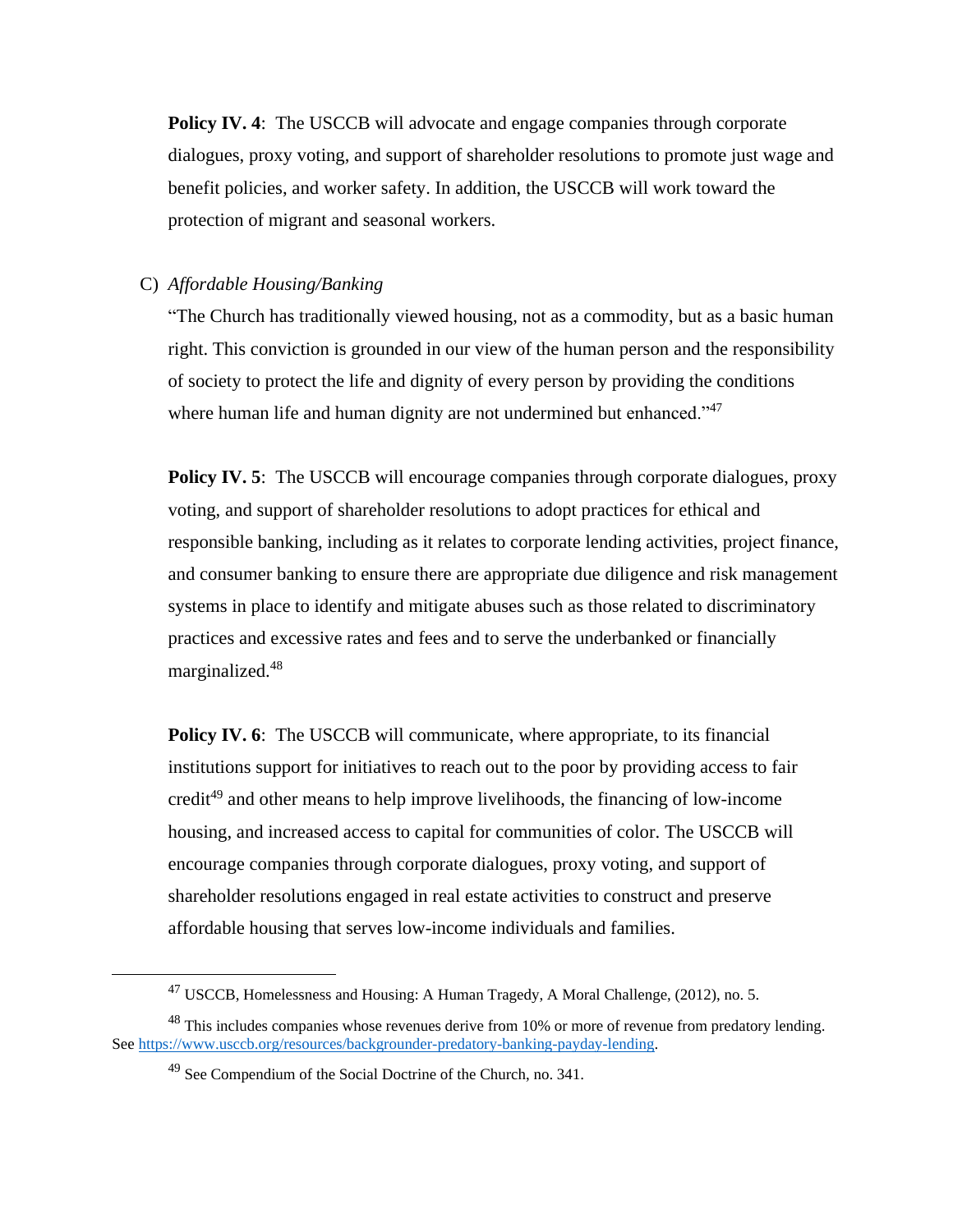**Policy IV. 4**: The USCCB will advocate and engage companies through corporate dialogues, proxy voting, and support of shareholder resolutions to promote just wage and benefit policies, and worker safety. In addition, the USCCB will work toward the protection of migrant and seasonal workers.

C) *Affordable Housing/Banking*

"The Church has traditionally viewed housing, not as a commodity, but as a basic human right. This conviction is grounded in our view of the human person and the responsibility of society to protect the life and dignity of every person by providing the conditions where human life and human dignity are not undermined but enhanced."[47]

**Policy IV. 5**: The USCCB will encourage companies through corporate dialogues, proxy voting, and support of shareholder resolutions to adopt practices for ethical and responsible banking, including as it relates to corporate lending activities, project finance, and consumer banking to ensure there are appropriate due diligence and risk management systems in place to identify and mitigate abuses such as those related to discriminatory practices and excessive rates and fees and to serve the underbanked or financially marginalized.[48]

**Policy IV. 6**: The USCCB will communicate, where appropriate, to its financial institutions support for initiatives to reach out to the poor by providing access to fair credit[49] and other means to help improve livelihoods, the financing of low-income housing, and increased access to capital for communities of color. The USCCB will encourage companies through corporate dialogues, proxy voting, and support of shareholder resolutions engaged in real estate activities to construct and preserve affordable housing that serves low-income individuals and families.

---

[47] USCCB, Homelessness and Housing: A Human Tragedy, A Moral Challenge, (2012), no. 5.

[48] This includes companies whose revenues derive from 10% or more of revenue from predatory lending. See https://www.usccb.org/resources/backgrounder-predatory-banking-payday-lending.

[49] See Compendium of the Social Doctrine of the Church, no. 341.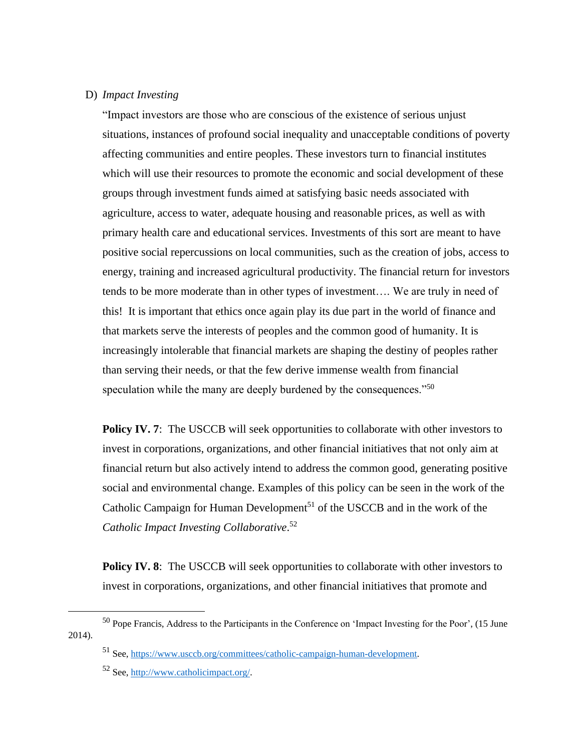D) *Impact Investing*

"Impact investors are those who are conscious of the existence of serious unjust situations, instances of profound social inequality and unacceptable conditions of poverty affecting communities and entire peoples. These investors turn to financial institutes which will use their resources to promote the economic and social development of these groups through investment funds aimed at satisfying basic needs associated with agriculture, access to water, adequate housing and reasonable prices, as well as with primary health care and educational services. Investments of this sort are meant to have positive social repercussions on local communities, such as the creation of jobs, access to energy, training and increased agricultural productivity. The financial return for investors tends to be more moderate than in other types of investment…. We are truly in need of this! It is important that ethics once again play its due part in the world of finance and that markets serve the interests of peoples and the common good of humanity. It is increasingly intolerable that financial markets are shaping the destiny of peoples rather than serving their needs, or that the few derive immense wealth from financial speculation while the many are deeply burdened by the consequences."[50]

**Policy IV. 7**: The USCCB will seek opportunities to collaborate with other investors to invest in corporations, organizations, and other financial initiatives that not only aim at financial return but also actively intend to address the common good, generating positive social and environmental change. Examples of this policy can be seen in the work of the Catholic Campaign for Human Development[51] of the USCCB and in the work of the *Catholic Impact Investing Collaborative*.[52]

**Policy IV. 8**: The USCCB will seek opportunities to collaborate with other investors to invest in corporations, organizations, and other financial initiatives that promote and

---

[50] Pope Francis, Address to the Participants in the Conference on 'Impact Investing for the Poor', (15 June 2014).

[51] See, https://www.usccb.org/committees/catholic-campaign-human-development.

[52] See, http://www.catholicimpact.org/.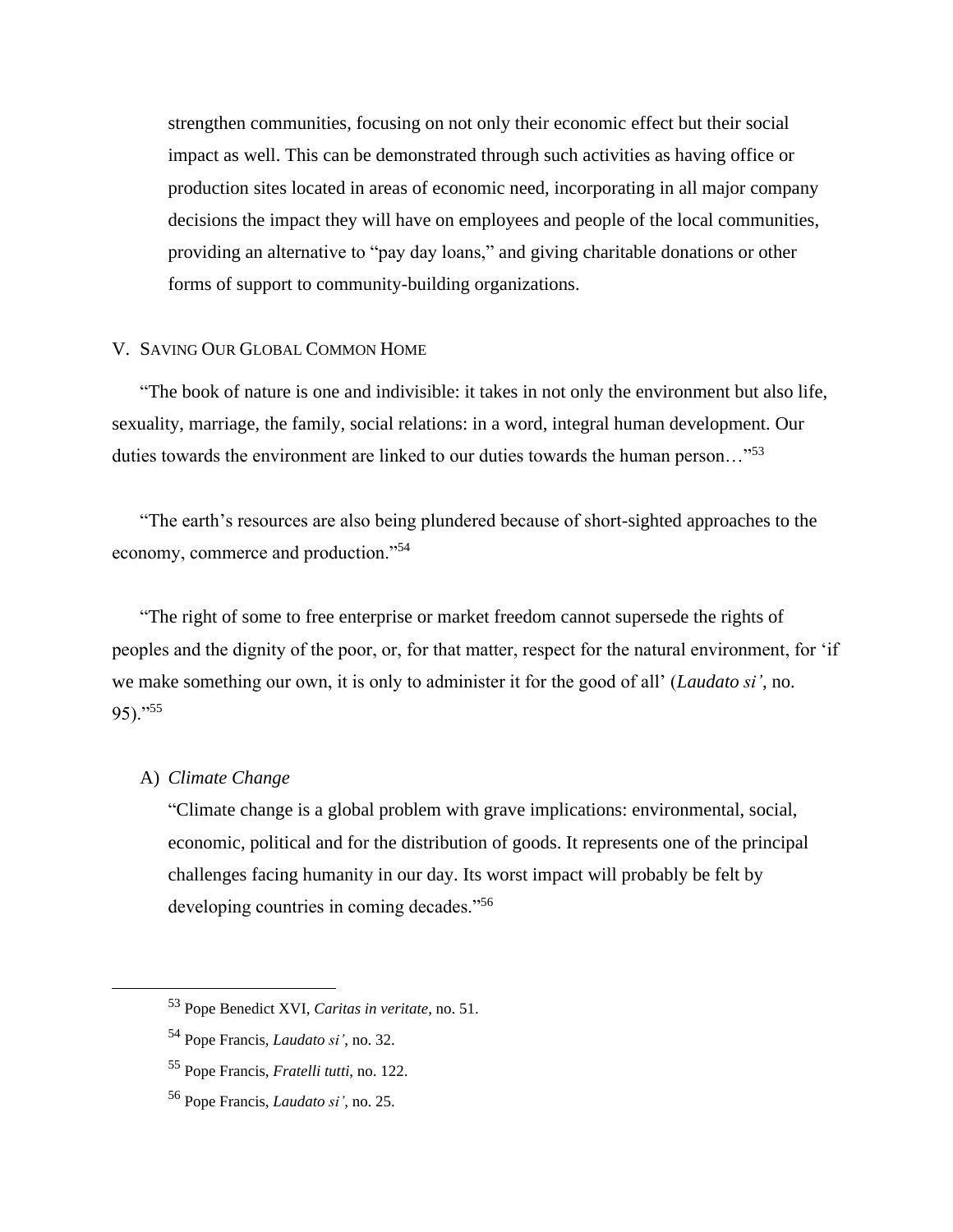strengthen communities, focusing on not only their economic effect but their social impact as well. This can be demonstrated through such activities as having office or production sites located in areas of economic need, incorporating in all major company decisions the impact they will have on employees and people of the local communities, providing an alternative to "pay day loans," and giving charitable donations or other forms of support to community-building organizations.

## V. Saving Our Global Common Home

"The book of nature is one and indivisible: it takes in not only the environment but also life, sexuality, marriage, the family, social relations: in a word, integral human development. Our duties towards the environment are linked to our duties towards the human person…"[53]

"The earth's resources are also being plundered because of short-sighted approaches to the economy, commerce and production."[54]

"The right of some to free enterprise or market freedom cannot supersede the rights of peoples and the dignity of the poor, or, for that matter, respect for the natural environment, for 'if we make something our own, it is only to administer it for the good of all' (*Laudato si'*, no. 95)."[55]

### A) *Climate Change*

"Climate change is a global problem with grave implications: environmental, social, economic, political and for the distribution of goods. It represents one of the principal challenges facing humanity in our day. Its worst impact will probably be felt by developing countries in coming decades."[56]

---

[53] Pope Benedict XVI, *Caritas in veritate*, no. 51.

[54] Pope Francis, *Laudato si'*, no. 32.

[55] Pope Francis, *Fratelli tutti*, no. 122.

[56] Pope Francis, *Laudato si'*, no. 25.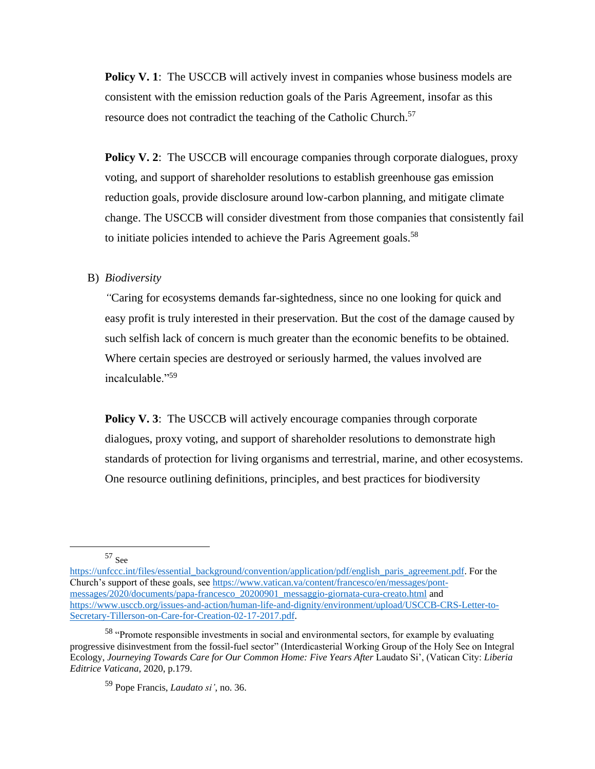**Policy V. 1**: The USCCB will actively invest in companies whose business models are consistent with the emission reduction goals of the Paris Agreement, insofar as this resource does not contradict the teaching of the Catholic Church.[57]

**Policy V. 2**: The USCCB will encourage companies through corporate dialogues, proxy voting, and support of shareholder resolutions to establish greenhouse gas emission reduction goals, provide disclosure around low-carbon planning, and mitigate climate change. The USCCB will consider divestment from those companies that consistently fail to initiate policies intended to achieve the Paris Agreement goals.[58]

B) *Biodiversity*

*"*Caring for ecosystems demands far-sightedness, since no one looking for quick and easy profit is truly interested in their preservation. But the cost of the damage caused by such selfish lack of concern is much greater than the economic benefits to be obtained. Where certain species are destroyed or seriously harmed, the values involved are incalculable."[59]

**Policy V. 3**: The USCCB will actively encourage companies through corporate dialogues, proxy voting, and support of shareholder resolutions to demonstrate high standards of protection for living organisms and terrestrial, marine, and other ecosystems. One resource outlining definitions, principles, and best practices for biodiversity

---

[57] See https://unfccc.int/files/essential_background/convention/application/pdf/english_paris_agreement.pdf. For the Church's support of these goals, see https://www.vatican.va/content/francesco/en/messages/pont-messages/2020/documents/papa-francesco_20200901_messaggio-giornata-cura-creato.html and https://www.usccb.org/issues-and-action/human-life-and-dignity/environment/upload/USCCB-CRS-Letter-to-Secretary-Tillerson-on-Care-for-Creation-02-17-2017.pdf.

[58] "Promote responsible investments in social and environmental sectors, for example by evaluating progressive disinvestment from the fossil-fuel sector" (Interdicasterial Working Group of the Holy See on Integral Ecology, *Journeying Towards Care for Our Common Home: Five Years After* Laudato Si', (Vatican City: *Liberia Editrice Vaticana*, 2020, p.179.

[59] Pope Francis, *Laudato si'*, no. 36.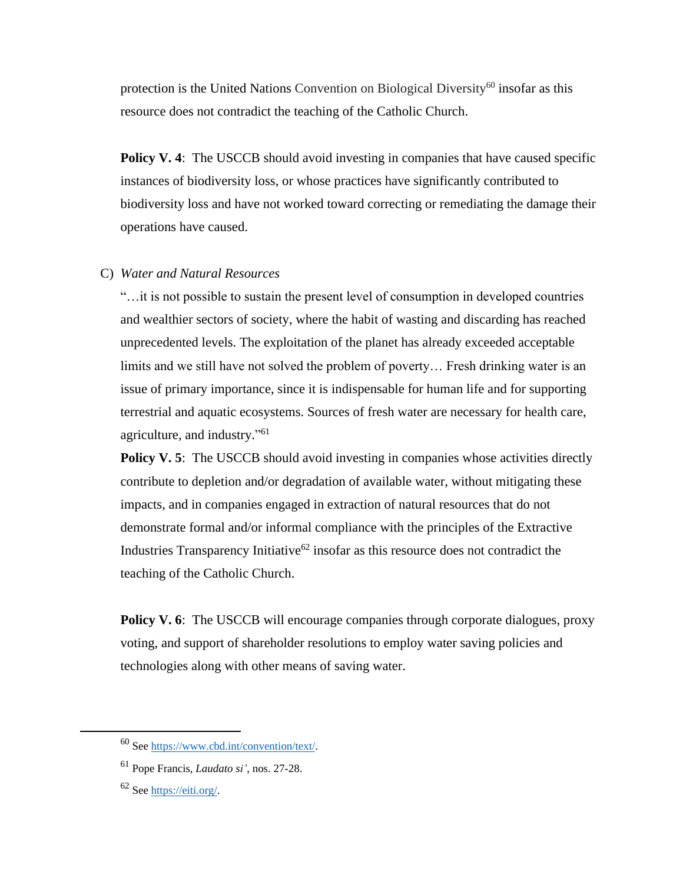protection is the United Nations Convention on Biological Diversity[60] insofar as this resource does not contradict the teaching of the Catholic Church.

**Policy V. 4**: The USCCB should avoid investing in companies that have caused specific instances of biodiversity loss, or whose practices have significantly contributed to biodiversity loss and have not worked toward correcting or remediating the damage their operations have caused.

C) *Water and Natural Resources*

"…it is not possible to sustain the present level of consumption in developed countries and wealthier sectors of society, where the habit of wasting and discarding has reached unprecedented levels. The exploitation of the planet has already exceeded acceptable limits and we still have not solved the problem of poverty… Fresh drinking water is an issue of primary importance, since it is indispensable for human life and for supporting terrestrial and aquatic ecosystems. Sources of fresh water are necessary for health care, agriculture, and industry."[61]

**Policy V. 5**: The USCCB should avoid investing in companies whose activities directly contribute to depletion and/or degradation of available water, without mitigating these impacts, and in companies engaged in extraction of natural resources that do not demonstrate formal and/or informal compliance with the principles of the Extractive Industries Transparency Initiative[62] insofar as this resource does not contradict the teaching of the Catholic Church.

**Policy V. 6**: The USCCB will encourage companies through corporate dialogues, proxy voting, and support of shareholder resolutions to employ water saving policies and technologies along with other means of saving water.

---

[60] See https://www.cbd.int/convention/text/.

[61] Pope Francis, *Laudato si'*, nos. 27-28.

[62] See https://eiti.org/.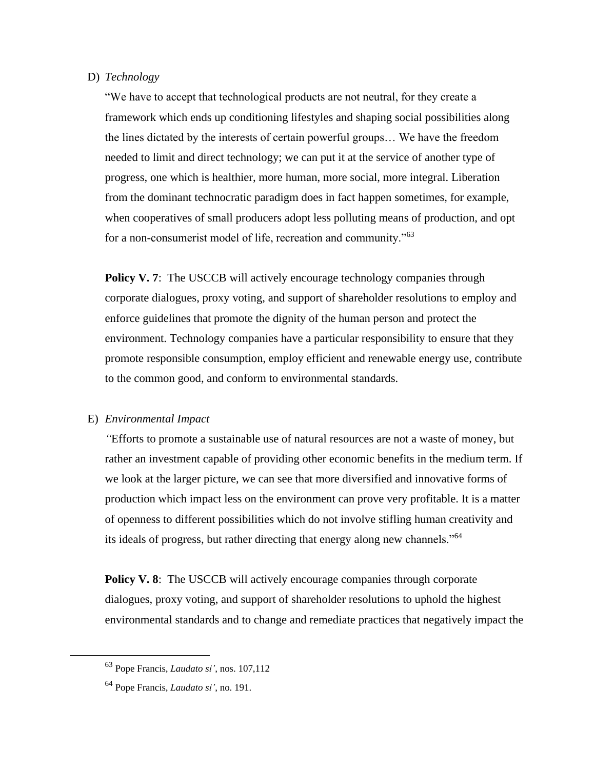D) *Technology*

"We have to accept that technological products are not neutral, for they create a framework which ends up conditioning lifestyles and shaping social possibilities along the lines dictated by the interests of certain powerful groups… We have the freedom needed to limit and direct technology; we can put it at the service of another type of progress, one which is healthier, more human, more social, more integral. Liberation from the dominant technocratic paradigm does in fact happen sometimes, for example, when cooperatives of small producers adopt less polluting means of production, and opt for a non-consumerist model of life, recreation and community."[63]

**Policy V. 7**: The USCCB will actively encourage technology companies through corporate dialogues, proxy voting, and support of shareholder resolutions to employ and enforce guidelines that promote the dignity of the human person and protect the environment. Technology companies have a particular responsibility to ensure that they promote responsible consumption, employ efficient and renewable energy use, contribute to the common good, and conform to environmental standards.

E) *Environmental Impact*

"Efforts to promote a sustainable use of natural resources are not a waste of money, but rather an investment capable of providing other economic benefits in the medium term. If we look at the larger picture, we can see that more diversified and innovative forms of production which impact less on the environment can prove very profitable. It is a matter of openness to different possibilities which do not involve stifling human creativity and its ideals of progress, but rather directing that energy along new channels."[64]

**Policy V. 8**: The USCCB will actively encourage companies through corporate dialogues, proxy voting, and support of shareholder resolutions to uphold the highest environmental standards and to change and remediate practices that negatively impact the

---

[63] Pope Francis, *Laudato si'*, nos. 107,112

[64] Pope Francis, *Laudato si'*, no. 191.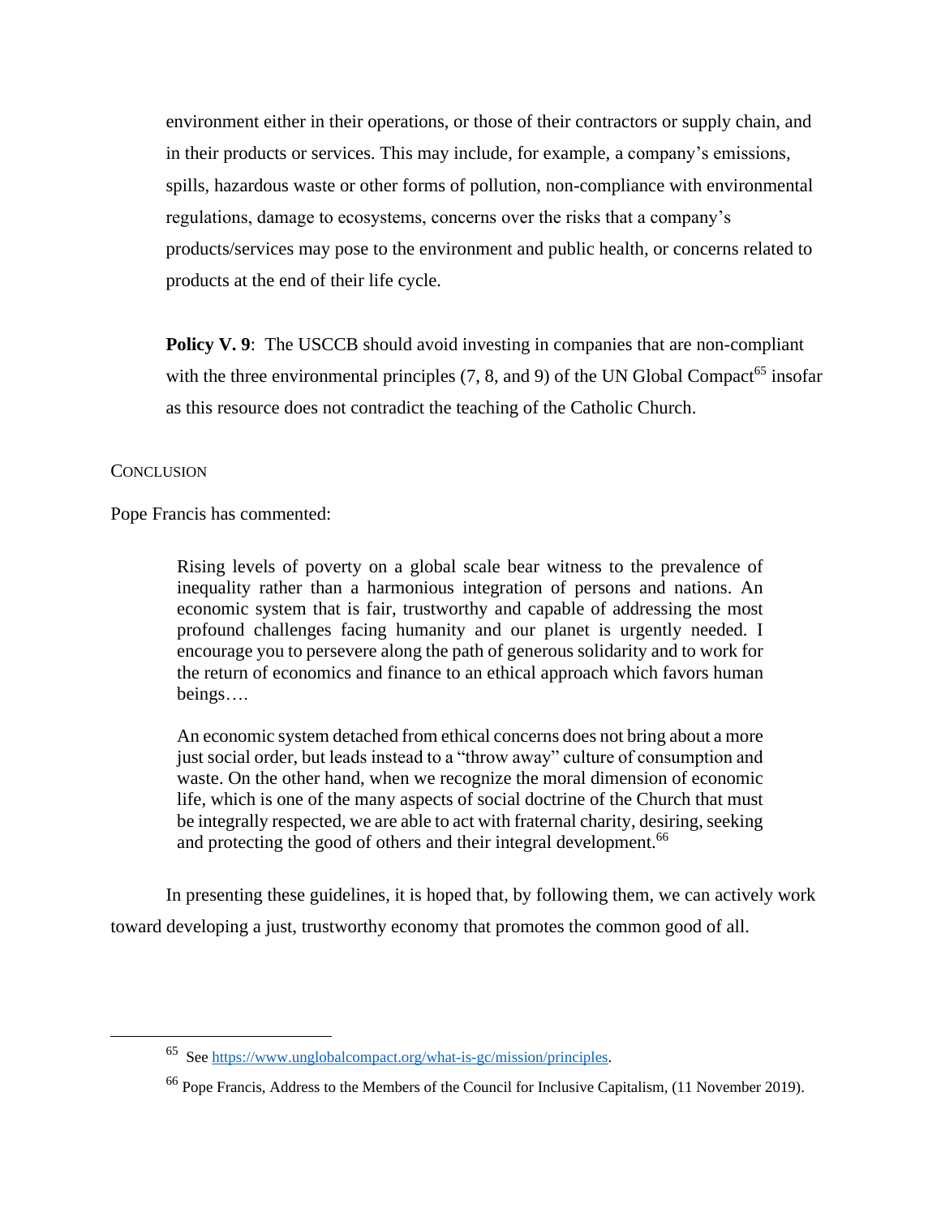environment either in their operations, or those of their contractors or supply chain, and in their products or services. This may include, for example, a company's emissions, spills, hazardous waste or other forms of pollution, non-compliance with environmental regulations, damage to ecosystems, concerns over the risks that a company's products/services may pose to the environment and public health, or concerns related to products at the end of their life cycle.

**Policy V. 9**: The USCCB should avoid investing in companies that are non-compliant with the three environmental principles (7, 8, and 9) of the UN Global Compact[65] insofar as this resource does not contradict the teaching of the Catholic Church.

## Conclusion

Pope Francis has commented:

> Rising levels of poverty on a global scale bear witness to the prevalence of inequality rather than a harmonious integration of persons and nations. An economic system that is fair, trustworthy and capable of addressing the most profound challenges facing humanity and our planet is urgently needed. I encourage you to persevere along the path of generous solidarity and to work for the return of economics and finance to an ethical approach which favors human beings….
>
> An economic system detached from ethical concerns does not bring about a more just social order, but leads instead to a "throw away" culture of consumption and waste. On the other hand, when we recognize the moral dimension of economic life, which is one of the many aspects of social doctrine of the Church that must be integrally respected, we are able to act with fraternal charity, desiring, seeking and protecting the good of others and their integral development.[66]

In presenting these guidelines, it is hoped that, by following them, we can actively work toward developing a just, trustworthy economy that promotes the common good of all.

---

[65] See https://www.unglobalcompact.org/what-is-gc/mission/principles.

[66] Pope Francis, Address to the Members of the Council for Inclusive Capitalism, (11 November 2019).